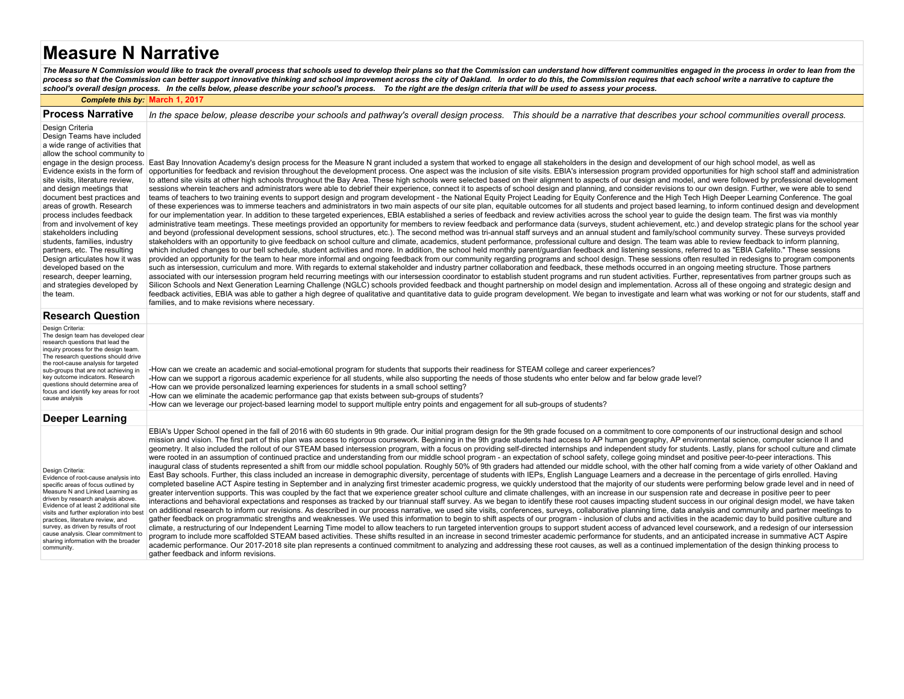# Measure N Narrative

***The Measure N Commission would like to track the overall process that schools used to develop their plans so that the Commission can understand how different communities engaged in the process in order to lean from the process so that the Commission can better support innovative thinking and school improvement across the city of Oakland. In order to do this, the Commission requires that each school write a narrative to capture the school's overall design process. In the cells below, please describe your school's process. To the right are the design criteria that will be used to assess your process.***

***Complete this by:*** **March 1, 2017**

## Process Narrative

*In the space below, please describe your schools and pathway's overall design process. This should be a narrative that describes your school communities overall process.*

| Design Criteria | Narrative |
|---|---|
| Design Criteria<br>Design Teams have included a wide range of activities that allow the school community to engage in the design process. Evidence exists in the form of site visits, literature review, and design meetings that document best practices and areas of growth. Research process includes feedback from and involvement of key stakeholders including students, families, industry partners, etc. The resulting Design articulates how it was developed based on the research, deeper learning, and strategies developed by the team. | East Bay Innovation Academy's design process for the Measure N grant included a system that worked to engage all stakeholders in the design and development of our high school model, as well as opportunities for feedback and revision throughout the development process. One aspect was the inclusion of site visits. EBIA's intersession program provided opportunities for high school staff and administration to attend site visits at other high schools throughout the Bay Area. These high schools were selected based on their alignment to aspects of our design and model, and were followed by professional development sessions wherein teachers and administrators were able to debrief their experience, connect it to aspects of school design and planning, and consider revisions to our own design. Further, we were able to send teams of teachers to two training events to support design and program development - the National Equity Project Leading for Equity Conference and the High Tech High Deeper Learning Conference. The goal of these experiences was to immerse teachers and administrators in two main aspects of our site plan, equitable outcomes for all students and project based learning, to inform continued design and development for our implementation year. In addition to these targeted experiences, EBIA established a series of feedback and review activities across the school year to guide the design team. The first was via monthly administrative team meetings. These meetings provided an opportunity for members to review feedback and performance data (surveys, student achievement, etc.) and develop strategic plans for the school year and beyond (professional development sessions, school structures, etc.). The second method was tri-annual staff surveys and an annual student and family/school community survey. These surveys provided stakeholders with an opportunity to give feedback on school culture and climate, academics, student performance, professional culture and design. The team was able to review feedback to inform planning, which included changes to our bell schedule, student activities and more. In addition, the school held monthly parent/guardian feedback and listening sessions, referred to as "EBIA Cafelito." These sessions provided an opportunity for the team to hear more informal and ongoing feedback from our community regarding programs and school design. These sessions often resulted in redesigns to program components such as intersession, curriculum and more. With regards to external stakeholder and industry partner collaboration and feedback, these methods occurred in an ongoing meeting structure. Those partners associated with our intersession program held recurring meetings with our intersession coordinator to establish student programs and run student activities. Further, representatives from partner groups such as Silicon Schools and Next Generation Learning Challenge (NGLC) schools provided feedback and thought partnership on model design and implementation. Across all of these ongoing and strategic design and feedback activities, EBIA was able to gather a high degree of qualitative and quantitative data to guide program development. We began to investigate and learn what was working or not for our students, staff and families, and to make revisions where necessary. |

## Research Question

| Design Criteria | Research Questions |
|---|---|
| Design Criteria:<br>The design team has developed clear research questions that lead the inquiry process for the design team. The research questions should drive the root-cause analysis for targeted sub-groups that are not achieving in key outcome indicators. Research questions should determine area of focus and identify key areas for root cause analysis | -How can we create an academic and social-emotional program for students that supports their readiness for STEAM college and career experiences?<br>-How can we support a rigorous academic experience for all students, while also supporting the needs of those students who enter below and far below grade level?<br>-How can we provide personalized learning experiences for students in a small school setting?<br>-How can we eliminate the academic performance gap that exists between sub-groups of students?<br>-How can we leverage our project-based learning model to support multiple entry points and engagement for all sub-groups of students? |

## Deeper Learning

| Design Criteria | Narrative |
|---|---|
| Design Criteria:<br>Evidence of root-cause analysis into specific areas of focus outlined by Measure N and Linked Learning as driven by research analysis above. Evidence of at least 2 additional site visits and further exploration into best practices, literature review, and survey, as driven by results of root cause analysis. Clear commitment to sharing information with the broader community. | EBIA's Upper School opened in the fall of 2016 with 60 students in 9th grade. Our initial program design for the 9th grade focused on a commitment to core components of our instructional design and school mission and vision. The first part of this plan was access to rigorous coursework. Beginning in the 9th grade students had access to AP human geography, AP environmental science, computer science II and geometry. It also included the rollout of our STEAM based intersession program, with a focus on providing self-directed internships and independent study for students. Lastly, plans for school culture and climate were rooted in an assumption of continued practice and understanding from our middle school program - an expectation of school safety, college going mindset and positive peer-to-peer interactions. This inaugural class of students represented a shift from our middle school population. Roughly 50% of 9th graders had attended our middle school, with the other half coming from a wide variety of other Oakland and East Bay schools. Further, this class included an increase in demographic diversity, percentage of students with IEPs, English Language Learners and a decrease in the percentage of girls enrolled. Having completed baseline ACT Aspire testing in September and in analyzing first trimester academic progress, we quickly understood that the majority of our students were performing below grade level and in need of greater intervention supports. This was coupled by the fact that we experience greater school culture and climate challenges, with an increase in our suspension rate and decrease in positive peer to peer interactions and behavioral expectations and responses as tracked by our triannual staff survey. As we began to identify these root causes impacting student success in our original design model, we have taken on additional research to inform our revisions. As described in our process narrative, we used site visits, conferences, surveys, collaborative planning time, data analysis and community and partner meetings to gather feedback on programmatic strengths and weaknesses. We used this information to begin to shift aspects of our program - inclusion of clubs and activities in the academic day to build positive culture and climate, a restructuring of our Independent Learning Time model to allow teachers to run targeted intervention groups to support student access of advanced level coursework, and a redesign of our intersession program to include more scaffolded STEAM based activities. These shifts resulted in an increase in second trimester academic performance for students, and an anticipated increase in summative ACT Aspire academic performance. Our 2017-2018 site plan represents a continued commitment to analyzing and addressing these root causes, as well as a continued implementation of the design thinking process to gather feedback and inform revisions. |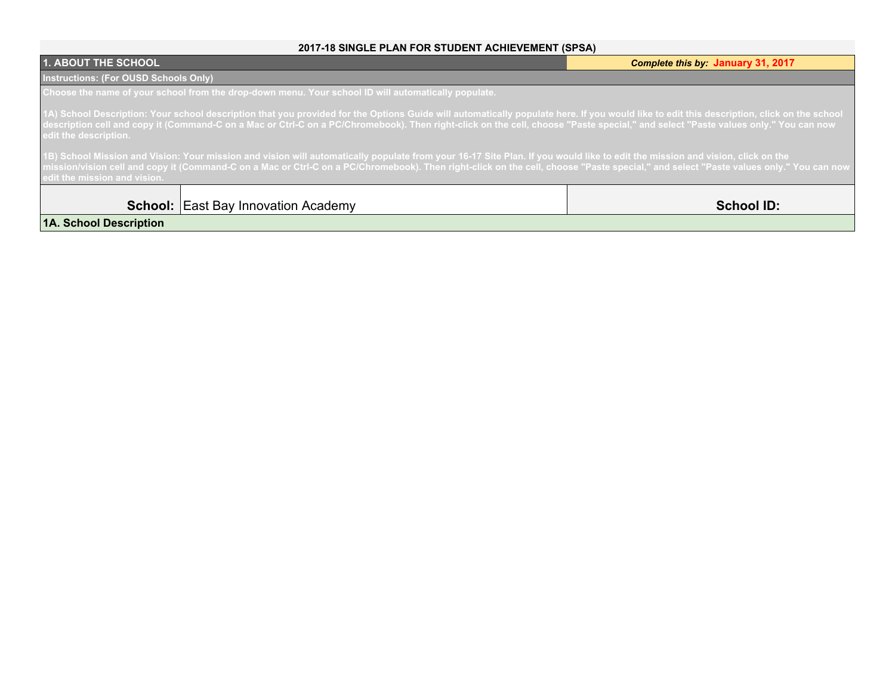# 2017-18 SINGLE PLAN FOR STUDENT ACHIEVEMENT (SPSA)

## 1. ABOUT THE SCHOOL

***Complete this by:*** **January 31, 2017**

**Instructions: (For OUSD Schools Only)**

**Choose the name of your school from the drop-down menu. Your school ID will automatically populate.**

**1A) School Description: Your school description that you provided for the Options Guide will automatically populate here. If you would like to edit this description, click on the school description cell and copy it (Command-C on a Mac or Ctrl-C on a PC/Chromebook). Then right-click on the cell, choose "Paste special," and select "Paste values only." You can now edit the description.**

**1B) School Mission and Vision: Your mission and vision will automatically populate from your 16-17 Site Plan. If you would like to edit the mission and vision, click on the mission/vision cell and copy it (Command-C on a Mac or Ctrl-C on a PC/Chromebook). Then right-click on the cell, choose "Paste special," and select "Paste values only." You can now edit the mission and vision.**

| **School:** | East Bay Innovation Academy | **School ID:** |
|---|---|---|

### 1A. School Description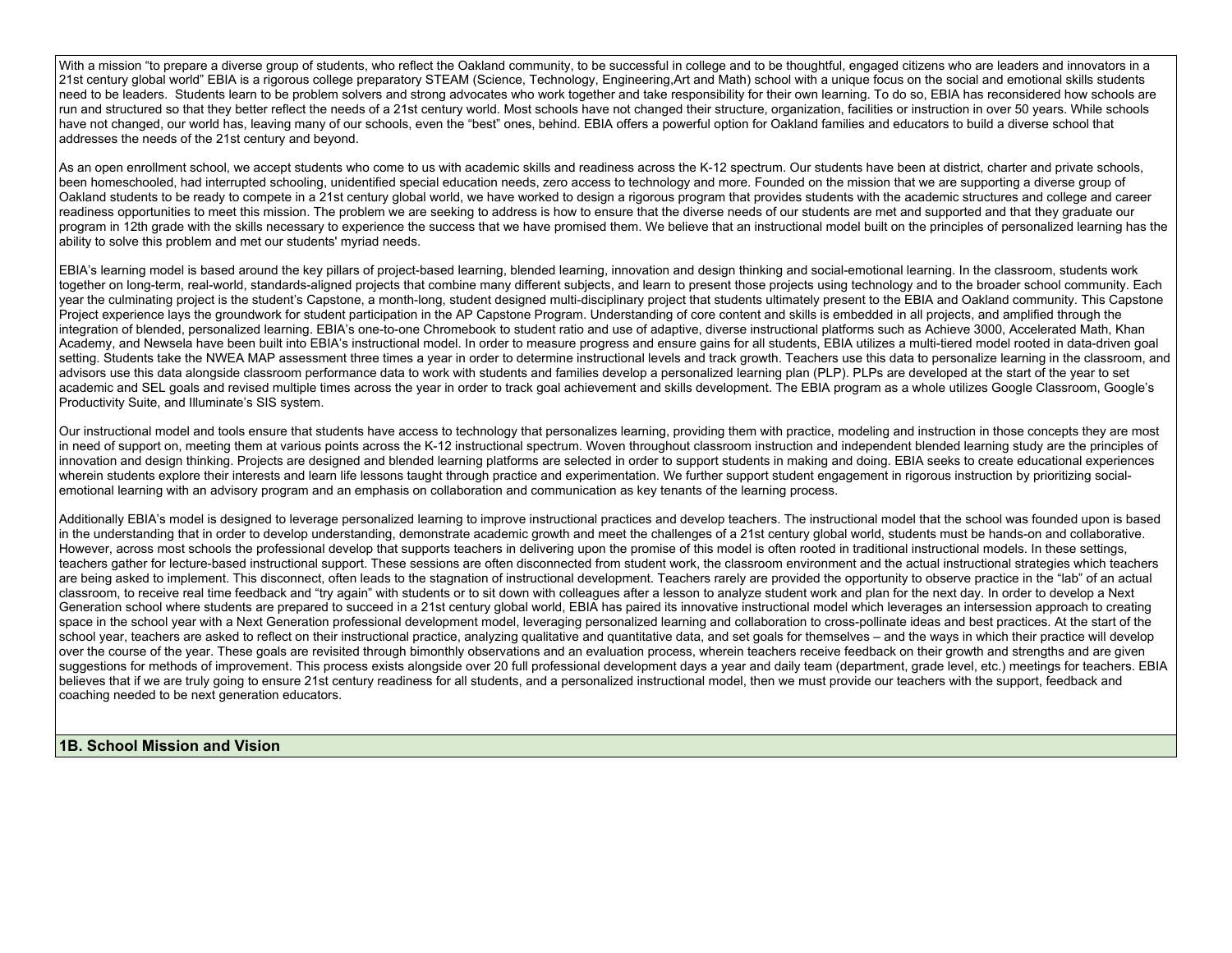With a mission "to prepare a diverse group of students, who reflect the Oakland community, to be successful in college and to be thoughtful, engaged citizens who are leaders and innovators in a 21st century global world" EBIA is a rigorous college preparatory STEAM (Science, Technology, Engineering,Art and Math) school with a unique focus on the social and emotional skills students need to be leaders. Students learn to be problem solvers and strong advocates who work together and take responsibility for their own learning. To do so, EBIA has reconsidered how schools are run and structured so that they better reflect the needs of a 21st century world. Most schools have not changed their structure, organization, facilities or instruction in over 50 years. While schools have not changed, our world has, leaving many of our schools, even the "best" ones, behind. EBIA offers a powerful option for Oakland families and educators to build a diverse school that addresses the needs of the 21st century and beyond.

As an open enrollment school, we accept students who come to us with academic skills and readiness across the K-12 spectrum. Our students have been at district, charter and private schools, been homeschooled, had interrupted schooling, unidentified special education needs, zero access to technology and more. Founded on the mission that we are supporting a diverse group of Oakland students to be ready to compete in a 21st century global world, we have worked to design a rigorous program that provides students with the academic structures and college and career readiness opportunities to meet this mission. The problem we are seeking to address is how to ensure that the diverse needs of our students are met and supported and that they graduate our program in 12th grade with the skills necessary to experience the success that we have promised them. We believe that an instructional model built on the principles of personalized learning has the ability to solve this problem and met our students' myriad needs.

EBIA's learning model is based around the key pillars of project-based learning, blended learning, innovation and design thinking and social-emotional learning. In the classroom, students work together on long-term, real-world, standards-aligned projects that combine many different subjects, and learn to present those projects using technology and to the broader school community. Each year the culminating project is the student's Capstone, a month-long, student designed multi-disciplinary project that students ultimately present to the EBIA and Oakland community. This Capstone Project experience lays the groundwork for student participation in the AP Capstone Program. Understanding of core content and skills is embedded in all projects, and amplified through the integration of blended, personalized learning. EBIA's one-to-one Chromebook to student ratio and use of adaptive, diverse instructional platforms such as Achieve 3000, Accelerated Math, Khan Academy, and Newsela have been built into EBIA's instructional model. In order to measure progress and ensure gains for all students, EBIA utilizes a multi-tiered model rooted in data-driven goal setting. Students take the NWEA MAP assessment three times a year in order to determine instructional levels and track growth. Teachers use this data to personalize learning in the classroom, and advisors use this data alongside classroom performance data to work with students and families develop a personalized learning plan (PLP). PLPs are developed at the start of the year to set academic and SEL goals and revised multiple times across the year in order to track goal achievement and skills development. The EBIA program as a whole utilizes Google Classroom, Google's Productivity Suite, and Illuminate's SIS system.

Our instructional model and tools ensure that students have access to technology that personalizes learning, providing them with practice, modeling and instruction in those concepts they are most in need of support on, meeting them at various points across the K-12 instructional spectrum. Woven throughout classroom instruction and independent blended learning study are the principles of innovation and design thinking. Projects are designed and blended learning platforms are selected in order to support students in making and doing. EBIA seeks to create educational experiences wherein students explore their interests and learn life lessons taught through practice and experimentation. We further support student engagement in rigorous instruction by prioritizing social-emotional learning with an advisory program and an emphasis on collaboration and communication as key tenants of the learning process.

Additionally EBIA's model is designed to leverage personalized learning to improve instructional practices and develop teachers. The instructional model that the school was founded upon is based in the understanding that in order to develop understanding, demonstrate academic growth and meet the challenges of a 21st century global world, students must be hands-on and collaborative. However, across most schools the professional develop that supports teachers in delivering upon the promise of this model is often rooted in traditional instructional models. In these settings, teachers gather for lecture-based instructional support. These sessions are often disconnected from student work, the classroom environment and the actual instructional strategies which teachers are being asked to implement. This disconnect, often leads to the stagnation of instructional development. Teachers rarely are provided the opportunity to observe practice in the "lab" of an actual classroom, to receive real time feedback and "try again" with students or to sit down with colleagues after a lesson to analyze student work and plan for the next day. In order to develop a Next Generation school where students are prepared to succeed in a 21st century global world, EBIA has paired its innovative instructional model which leverages an intersession approach to creating space in the school year with a Next Generation professional development model, leveraging personalized learning and collaboration to cross-pollinate ideas and best practices. At the start of the school year, teachers are asked to reflect on their instructional practice, analyzing qualitative and quantitative data, and set goals for themselves – and the ways in which their practice will develop over the course of the year. These goals are revisited through bimonthly observations and an evaluation process, wherein teachers receive feedback on their growth and strengths and are given suggestions for methods of improvement. This process exists alongside over 20 full professional development days a year and daily team (department, grade level, etc.) meetings for teachers. EBIA believes that if we are truly going to ensure 21st century readiness for all students, and a personalized instructional model, then we must provide our teachers with the support, feedback and coaching needed to be next generation educators.

## 1B. School Mission and Vision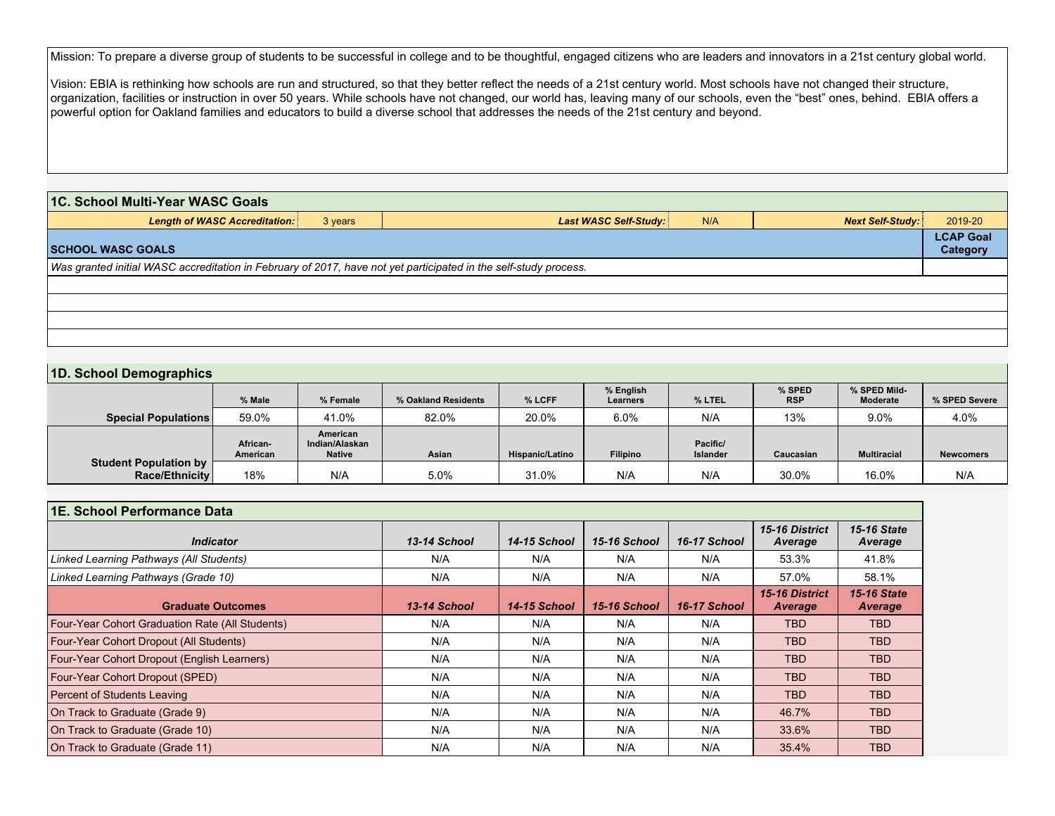Mission: To prepare a diverse group of students to be successful in college and to be thoughtful, engaged citizens who are leaders and innovators in a 21st century global world.

Vision: EBIA is rethinking how schools are run and structured, so that they better reflect the needs of a 21st century world. Most schools have not changed their structure, organization, facilities or instruction in over 50 years. While schools have not changed, our world has, leaving many of our schools, even the "best" ones, behind. EBIA offers a powerful option for Oakland families and educators to build a diverse school that addresses the needs of the 21st century and beyond.

## 1C. School Multi-Year WASC Goals

| ***Length of WASC Accreditation:*** | 3 years | ***Last WASC Self-Study:*** | N/A | ***Next Self-Study:*** | 2019-20 |
|---|---|---|---|---|---|

| **SCHOOL WASC GOALS** | **LCAP Goal Category** |
|---|---|
| *Was granted initial WASC accreditation in February of 2017, have not yet participated in the self-study process.* | |
| | |
| | |
| | |
| | |

## 1D. School Demographics

| | % Male | % Female | % Oakland Residents | % LCFF | % English Learners | % LTEL | % SPED RSP | % SPED Mild-Moderate | % SPED Severe |
|---|---|---|---|---|---|---|---|---|---|
| **Special Populations** | 59.0% | 41.0% | 82.0% | 20.0% | 6.0% | N/A | 13% | 9.0% | 4.0% |

| | African-American | American Indian/Alaskan Native | Asian | Hispanic/Latino | Filipino | Pacific/ Islander | Caucasian | Multiracial | Newcomers |
|---|---|---|---|---|---|---|---|---|---|
| **Student Population by Race/Ethnicity** | 18% | N/A | 5.0% | 31.0% | N/A | N/A | 30.0% | 16.0% | N/A |

## 1E. School Performance Data

| *Indicator* | *13-14 School* | *14-15 School* | *15-16 School* | *16-17 School* | *15-16 District Average* | *15-16 State Average* |
|---|---|---|---|---|---|---|
| *Linked Learning Pathways (All Students)* | N/A | N/A | N/A | N/A | 53.3% | 41.8% |
| *Linked Learning Pathways (Grade 10)* | N/A | N/A | N/A | N/A | 57.0% | 58.1% |
| **Graduate Outcomes** | ***13-14 School*** | ***14-15 School*** | ***15-16 School*** | ***16-17 School*** | ***15-16 District Average*** | ***15-16 State Average*** |
| Four-Year Cohort Graduation Rate (All Students) | N/A | N/A | N/A | N/A | TBD | TBD |
| Four-Year Cohort Dropout (All Students) | N/A | N/A | N/A | N/A | TBD | TBD |
| Four-Year Cohort Dropout (English Learners) | N/A | N/A | N/A | N/A | TBD | TBD |
| Four-Year Cohort Dropout (SPED) | N/A | N/A | N/A | N/A | TBD | TBD |
| Percent of Students Leaving | N/A | N/A | N/A | N/A | TBD | TBD |
| On Track to Graduate (Grade 9) | N/A | N/A | N/A | N/A | 46.7% | TBD |
| On Track to Graduate (Grade 10) | N/A | N/A | N/A | N/A | 33.6% | TBD |
| On Track to Graduate (Grade 11) | N/A | N/A | N/A | N/A | 35.4% | TBD |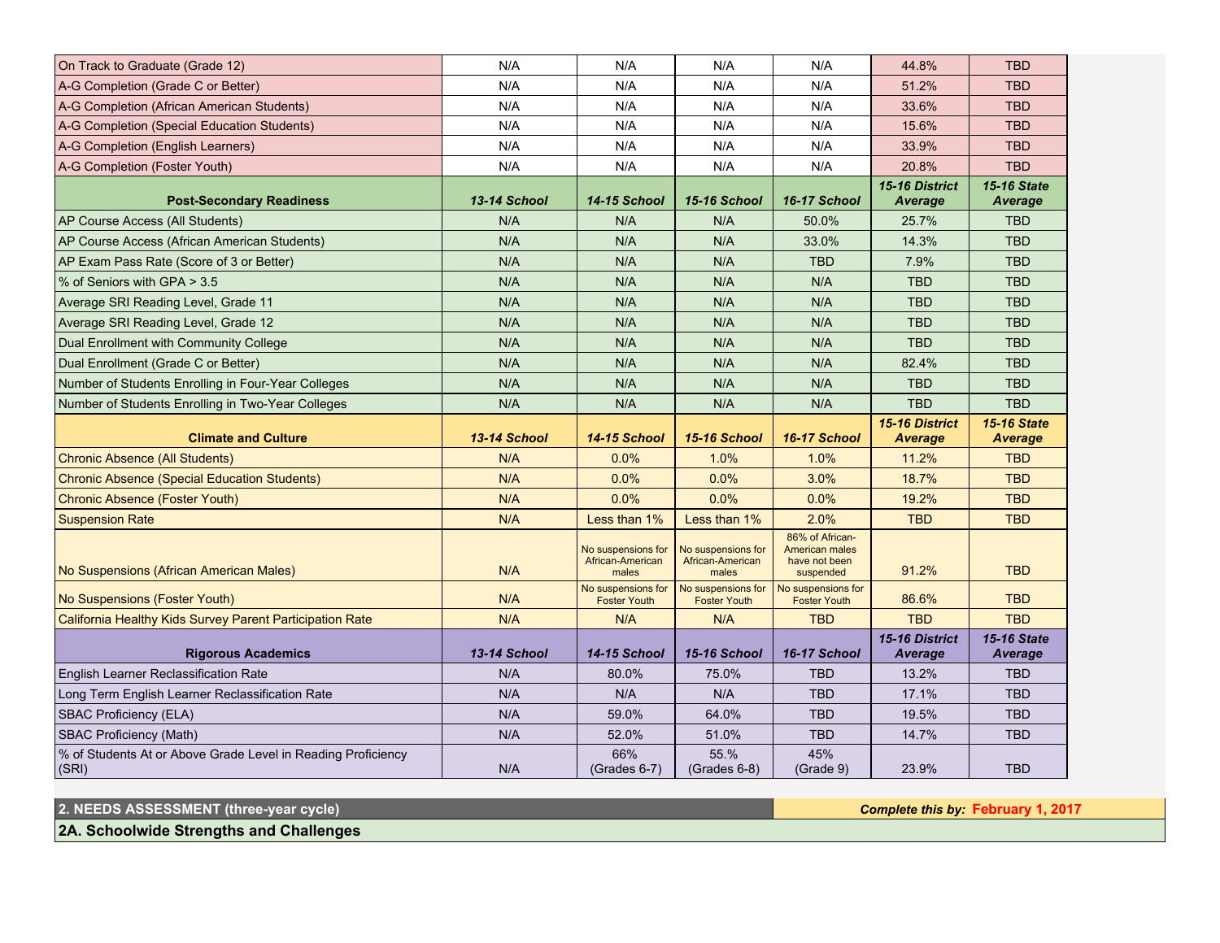| On Track to Graduate (Grade 12) | N/A | N/A | N/A | N/A | 44.8% | TBD |
|---|---|---|---|---|---|---|
| A-G Completion (Grade C or Better) | N/A | N/A | N/A | N/A | 51.2% | TBD |
| A-G Completion (African American Students) | N/A | N/A | N/A | N/A | 33.6% | TBD |
| A-G Completion (Special Education Students) | N/A | N/A | N/A | N/A | 15.6% | TBD |
| A-G Completion (English Learners) | N/A | N/A | N/A | N/A | 33.9% | TBD |
| A-G Completion (Foster Youth) | N/A | N/A | N/A | N/A | 20.8% | TBD |
| **Post-Secondary Readiness** | ***13-14 School*** | ***14-15 School*** | ***15-16 School*** | ***16-17 School*** | ***15-16 District Average*** | ***15-16 State Average*** |
| AP Course Access (All Students) | N/A | N/A | N/A | 50.0% | 25.7% | TBD |
| AP Course Access (African American Students) | N/A | N/A | N/A | 33.0% | 14.3% | TBD |
| AP Exam Pass Rate (Score of 3 or Better) | N/A | N/A | N/A | TBD | 7.9% | TBD |
| % of Seniors with GPA > 3.5 | N/A | N/A | N/A | N/A | TBD | TBD |
| Average SRI Reading Level, Grade 11 | N/A | N/A | N/A | N/A | TBD | TBD |
| Average SRI Reading Level, Grade 12 | N/A | N/A | N/A | N/A | TBD | TBD |
| Dual Enrollment with Community College | N/A | N/A | N/A | N/A | TBD | TBD |
| Dual Enrollment (Grade C or Better) | N/A | N/A | N/A | N/A | 82.4% | TBD |
| Number of Students Enrolling in Four-Year Colleges | N/A | N/A | N/A | N/A | TBD | TBD |
| Number of Students Enrolling in Two-Year Colleges | N/A | N/A | N/A | N/A | TBD | TBD |
| **Climate and Culture** | ***13-14 School*** | ***14-15 School*** | ***15-16 School*** | ***16-17 School*** | ***15-16 District Average*** | ***15-16 State Average*** |
| Chronic Absence (All Students) | N/A | 0.0% | 1.0% | 1.0% | 11.2% | TBD |
| Chronic Absence (Special Education Students) | N/A | 0.0% | 0.0% | 3.0% | 18.7% | TBD |
| Chronic Absence (Foster Youth) | N/A | 0.0% | 0.0% | 0.0% | 19.2% | TBD |
| Suspension Rate | N/A | Less than 1% | Less than 1% | 2.0% | TBD | TBD |
| No Suspensions (African American Males) | N/A | No suspensions for African-American males | No suspensions for African-American males | 86% of African-American males have not been suspended | 91.2% | TBD |
| No Suspensions (Foster Youth) | N/A | No suspensions for Foster Youth | No suspensions for Foster Youth | No suspensions for Foster Youth | 86.6% | TBD |
| California Healthy Kids Survey Parent Participation Rate | N/A | N/A | N/A | TBD | TBD | TBD |
| **Rigorous Academics** | ***13-14 School*** | ***14-15 School*** | ***15-16 School*** | ***16-17 School*** | ***15-16 District Average*** | ***15-16 State Average*** |
| English Learner Reclassification Rate | N/A | 80.0% | 75.0% | TBD | 13.2% | TBD |
| Long Term English Learner Reclassification Rate | N/A | N/A | N/A | TBD | 17.1% | TBD |
| SBAC Proficiency (ELA) | N/A | 59.0% | 64.0% | TBD | 19.5% | TBD |
| SBAC Proficiency (Math) | N/A | 52.0% | 51.0% | TBD | 14.7% | TBD |
| % of Students At or Above Grade Level in Reading Proficiency (SRI) | N/A | 66% (Grades 6-7) | 55.% (Grades 6-8) | 45% (Grade 9) | 23.9% | TBD |

## 2. NEEDS ASSESSMENT (three-year cycle)

***Complete this by:*** **February 1, 2017**

### 2A. Schoolwide Strengths and Challenges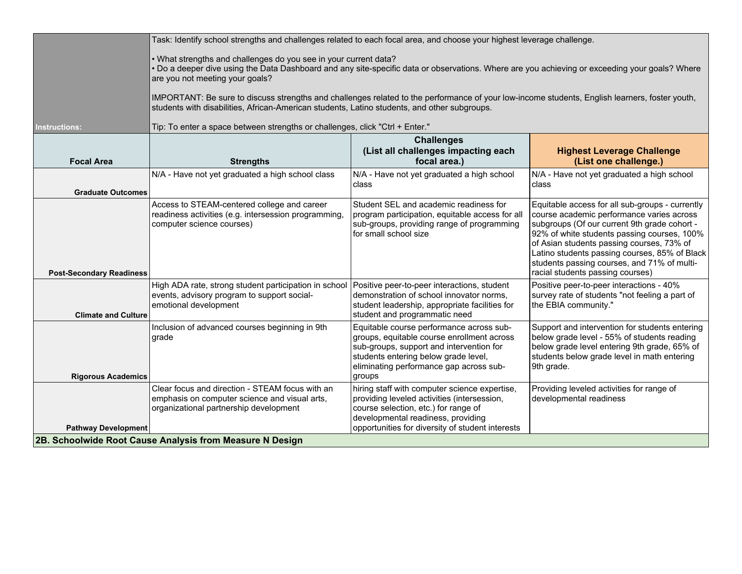| Instructions: | Task: Identify school strengths and challenges related to each focal area, and choose your highest leverage challenge.<br><br>• What strengths and challenges do you see in your current data?<br>• Do a deeper dive using the Data Dashboard and any site-specific data or observations. Where are you achieving or exceeding your goals? Where are you not meeting your goals?<br><br>IMPORTANT: Be sure to discuss strengths and challenges related to the performance of your low-income students, English learners, foster youth, students with disabilities, African-American students, Latino students, and other subgroups.<br><br>Tip: To enter a space between strengths or challenges, click "Ctrl + Enter." | | |
|---|---|---|---|
| **Focal Area** | **Strengths** | **Challenges (List all challenges impacting each focal area.)** | **Highest Leverage Challenge (List one challenge.)** |
| **Graduate Outcomes** | N/A - Have not yet graduated a high school class | N/A - Have not yet graduated a high school class | N/A - Have not yet graduated a high school class |
| **Post-Secondary Readiness** | Access to STEAM-centered college and career readiness activities (e.g. intersession programming, computer science courses) | Student SEL and academic readiness for program participation, equitable access for all sub-groups, providing range of programming for small school size | Equitable access for all sub-groups - currently course academic performance varies across subgroups (Of our current 9th grade cohort - 92% of white students passing courses, 100% of Asian students passing courses, 73% of Latino students passing courses, 85% of Black students passing courses, and 71% of multi-racial students passing courses) |
| **Climate and Culture** | High ADA rate, strong student participation in school events, advisory program to support social-emotional development | Positive peer-to-peer interactions, student demonstration of school innovator norms, student leadership, appropriate facilities for student and programmatic need | Positive peer-to-peer interactions - 40% survey rate of students "not feeling a part of the EBIA community." |
| **Rigorous Academics** | Inclusion of advanced courses beginning in 9th grade | Equitable course performance across sub-groups, equitable course enrollment across sub-groups, support and intervention for students entering below grade level, eliminating performance gap across sub-groups | Support and intervention for students entering below grade level - 55% of students reading below grade level entering 9th grade, 65% of students below grade level in math entering 9th grade. |
| **Pathway Development** | Clear focus and direction - STEAM focus with an emphasis on computer science and visual arts, organizational partnership development | hiring staff with computer science expertise, providing leveled activities (intersession, course selection, etc.) for range of developmental readiness, providing opportunities for diversity of student interests | Providing leveled activities for range of developmental readiness |

## 2B. Schoolwide Root Cause Analysis from Measure N Design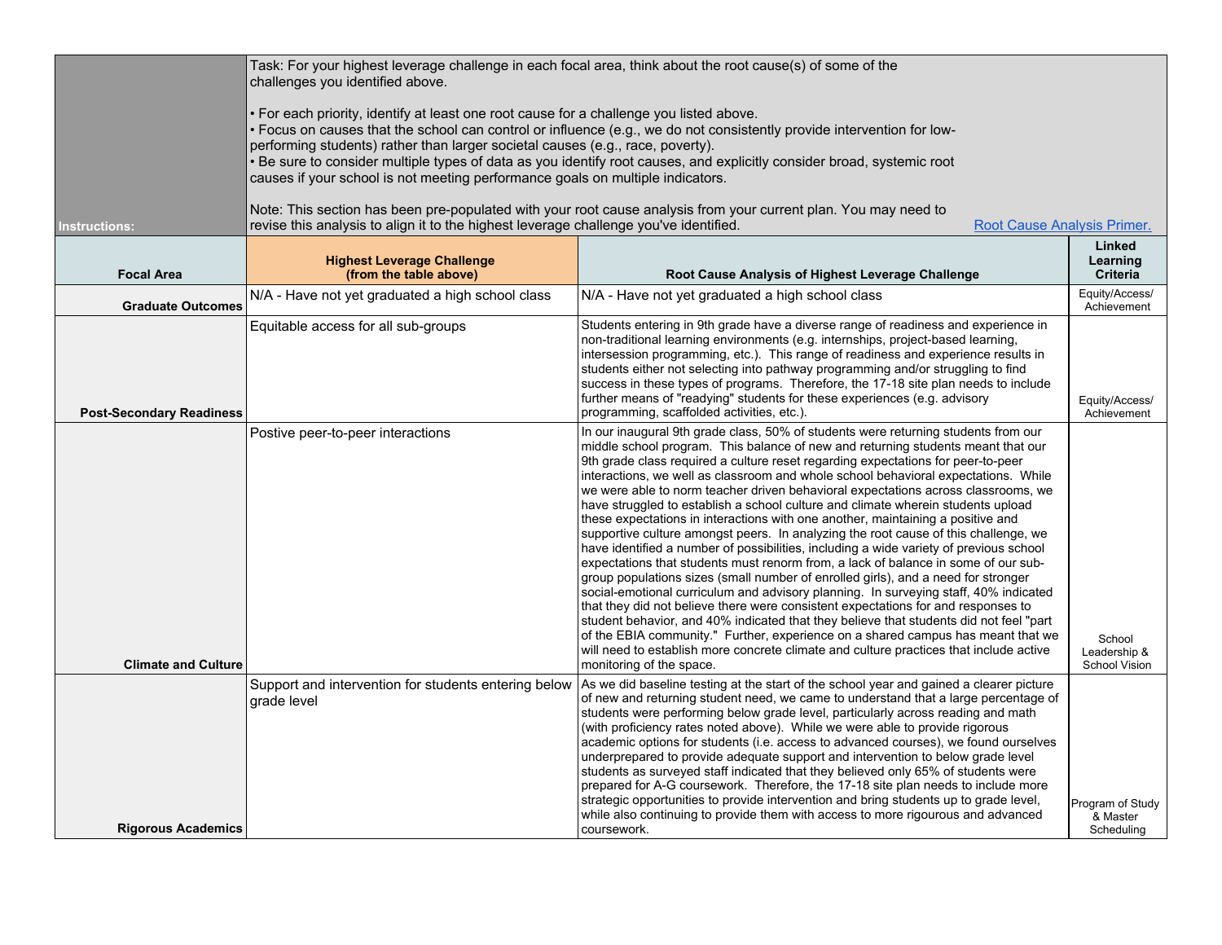| Instructions: | Task: For your highest leverage challenge in each focal area, think about the root cause(s) of some of the challenges you identified above.<br><br>• For each priority, identify at least one root cause for a challenge you listed above.<br>• Focus on causes that the school can control or influence (e.g., we do not consistently provide intervention for low-performing students) rather than larger societal causes (e.g., race, poverty).<br>• Be sure to consider multiple types of data as you identify root causes, and explicitly consider broad, systemic root causes if your school is not meeting performance goals on multiple indicators.<br><br>Note: This section has been pre-populated with your root cause analysis from your current plan. You may need to revise this analysis to align it to the highest leverage challenge you've identified. [Root Cause Analysis Primer.] | | |
|---|---|---|---|
| **Focal Area** | **Highest Leverage Challenge (from the table above)** | **Root Cause Analysis of Highest Leverage Challenge** | **Linked Learning Criteria** |
| **Graduate Outcomes** | N/A - Have not yet graduated a high school class | N/A - Have not yet graduated a high school class | Equity/Access/ Achievement |
| **Post-Secondary Readiness** | Equitable access for all sub-groups | Students entering in 9th grade have a diverse range of readiness and experience in non-traditional learning environments (e.g. internships, project-based learning, intersession programming, etc.). This range of readiness and experience results in students either not selecting into pathway programming and/or struggling to find success in these types of programs. Therefore, the 17-18 site plan needs to include further means of "readying" students for these experiences (e.g. advisory programming, scaffolded activities, etc.). | Equity/Access/ Achievement |
| **Climate and Culture** | Postive peer-to-peer interactions | In our inaugural 9th grade class, 50% of students were returning students from our middle school program. This balance of new and returning students meant that our 9th grade class required a culture reset regarding expectations for peer-to-peer interactions, we well as classroom and whole school behavioral expectations. While we were able to norm teacher driven behavioral expectations across classrooms, we have struggled to establish a school culture and climate wherein students upload these expectations in interactions with one another, maintaining a positive and supportive culture amongst peers. In analyzing the root cause of this challenge, we have identified a number of possibilities, including a wide variety of previous school expectations that students must renorm from, a lack of balance in some of our sub-group populations sizes (small number of enrolled girls), and a need for stronger social-emotional curriculum and advisory planning. In surveying staff, 40% indicated that they did not believe there were consistent expectations for and responses to student behavior, and 40% indicated that they believe that students did not feel "part of the EBIA community." Further, experience on a shared campus has meant that we will need to establish more concrete climate and culture practices that include active monitoring of the space. | School Leadership & School Vision |
| **Rigorous Academics** | Support and intervention for students entering below grade level | As we did baseline testing at the start of the school year and gained a clearer picture of new and returning student need, we came to understand that a large percentage of students were performing below grade level, particularly across reading and math (with proficiency rates noted above). While we were able to provide rigorous academic options for students (i.e. access to advanced courses), we found ourselves underprepared to provide adequate support and intervention to below grade level students as surveyed staff indicated that they believed only 65% of students were prepared for A-G coursework. Therefore, the 17-18 site plan needs to include more strategic opportunities to provide intervention and bring students up to grade level, while also continuing to provide them with access to more rigourous and advanced coursework. | Program of Study & Master Scheduling |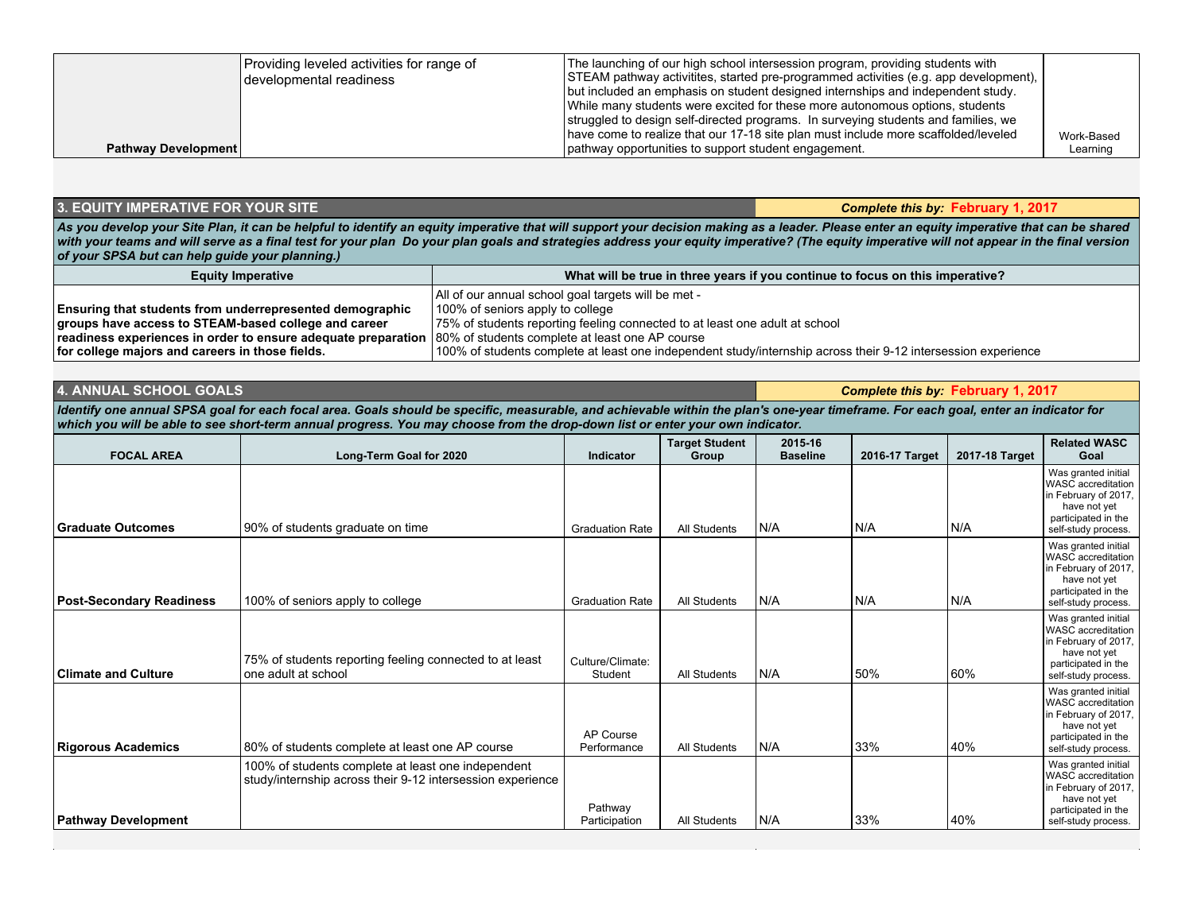| | | | |
|---|---|---|---|
| **Pathway Development** | Providing leveled activities for range of developmental readiness | The launching of our high school intersession program, providing students with STEAM pathway activitites, started pre-programmed activities (e.g. app development), but included an emphasis on student designed internships and independent study. While many students were excited for these more autonomous options, students struggled to design self-directed programs. In surveying students and families, we have come to realize that our 17-18 site plan must include more scaffolded/leveled pathway opportunities to support student engagement. | Work-Based Learning |

## 3. EQUITY IMPERATIVE FOR YOUR SITE

***Complete this by:* February 1, 2017**

***As you develop your Site Plan, it can be helpful to identify an equity imperative that will support your decision making as a leader. Please enter an equity imperative that can be shared with your teams and will serve as a final test for your plan Do your plan goals and strategies address your equity imperative? (The equity imperative will not appear in the final version of your SPSA but can help guide your planning.)***

| Equity Imperative | What will be true in three years if you continue to focus on this imperative? |
|---|---|
| **Ensuring that students from underrepresented demographic groups have access to STEAM-based college and career readiness experiences in order to ensure adequate preparation for college majors and careers in those fields.** | All of our annual school goal targets will be met -<br>100% of seniors apply to college<br>75% of students reporting feeling connected to at least one adult at school<br>80% of students complete at least one AP course<br>100% of students complete at least one independent study/internship across their 9-12 intersession experience |

## 4. ANNUAL SCHOOL GOALS

***Complete this by:* February 1, 2017**

***Identify one annual SPSA goal for each focal area. Goals should be specific, measurable, and achievable within the plan's one-year timeframe. For each goal, enter an indicator for which you will be able to see short-term annual progress. You may choose from the drop-down list or enter your own indicator.***

| FOCAL AREA | Long-Term Goal for 2020 | Indicator | Target Student Group | 2015-16 Baseline | 2016-17 Target | 2017-18 Target | Related WASC Goal |
|---|---|---|---|---|---|---|---|
| **Graduate Outcomes** | 90% of students graduate on time | Graduation Rate | All Students | N/A | N/A | N/A | Was granted initial WASC accreditation in February of 2017, have not yet participated in the self-study process. |
| **Post-Secondary Readiness** | 100% of seniors apply to college | Graduation Rate | All Students | N/A | N/A | N/A | Was granted initial WASC accreditation in February of 2017, have not yet participated in the self-study process. |
| **Climate and Culture** | 75% of students reporting feeling connected to at least one adult at school | Culture/Climate: Student | All Students | N/A | 50% | 60% | Was granted initial WASC accreditation in February of 2017, have not yet participated in the self-study process. |
| **Rigorous Academics** | 80% of students complete at least one AP course | AP Course Performance | All Students | N/A | 33% | 40% | Was granted initial WASC accreditation in February of 2017, have not yet participated in the self-study process. |
| **Pathway Development** | 100% of students complete at least one independent study/internship across their 9-12 intersession experience | Pathway Participation | All Students | N/A | 33% | 40% | Was granted initial WASC accreditation in February of 2017, have not yet participated in the self-study process. |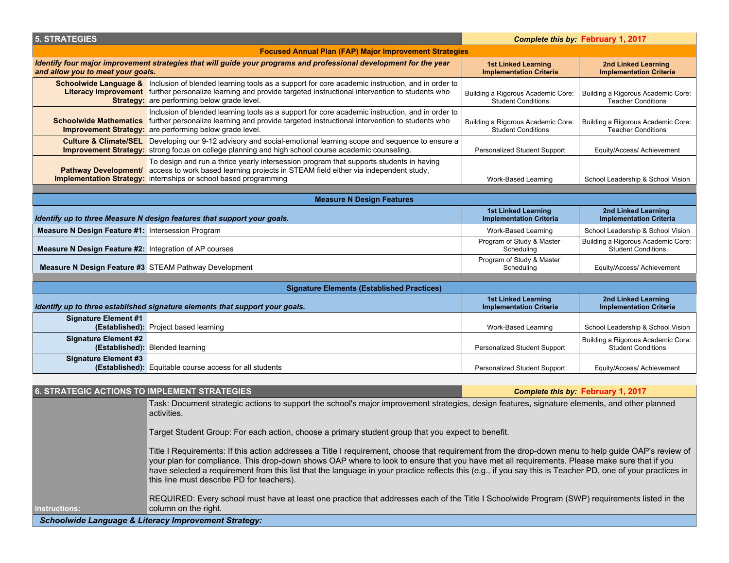## 5. STRATEGIES

**Complete this by: February 1, 2017**

### Focused Annual Plan (FAP) Major Improvement Strategies

| *Identify four major improvement strategies that will guide your programs and professional development for the year and allow you to meet your goals.* | | 1st Linked Learning Implementation Criteria | 2nd Linked Learning Implementation Criteria |
|---|---|---|---|
| **Schoolwide Language & Literacy Improvement Strategy:** | Inclusion of blended learning tools as a support for core academic instruction, and in order to further personalize learning and provide targeted instructional intervention to students who are performing below grade level. | Building a Rigorous Academic Core: Student Conditions | Building a Rigorous Academic Core: Teacher Conditions |
| **Schoolwide Mathematics Improvement Strategy:** | Inclusion of blended learning tools as a support for core academic instruction, and in order to further personalize learning and provide targeted instructional intervention to students who are performing below grade level. | Building a Rigorous Academic Core: Student Conditions | Building a Rigorous Academic Core: Teacher Conditions |
| **Culture & Climate/SEL Improvement Strategy:** | Developing our 9-12 advisory and social-emotional learning scope and sequence to ensure a strong focus on college planning and high school course academic counseling. | Personalized Student Support | Equity/Access/ Achievement |
| **Pathway Development/ Implementation Strategy:** | To design and run a thrice yearly intersession program that supports students in having access to work based learning projects in STEAM field either via independent study, internships or school based programming | Work-Based Learning | School Leadership & School Vision |

### Measure N Design Features

| *Identify up to three Measure N design features that support your goals.* | | 1st Linked Learning Implementation Criteria | 2nd Linked Learning Implementation Criteria |
|---|---|---|---|
| **Measure N Design Feature #1:** | Intersession Program | Work-Based Learning | School Leadership & School Vision |
| **Measure N Design Feature #2:** | Integration of AP courses | Program of Study & Master Scheduling | Building a Rigorous Academic Core: Student Conditions |
| **Measure N Design Feature #3** | STEAM Pathway Development | Program of Study & Master Scheduling | Equity/Access/ Achievement |

### Signature Elements (Established Practices)

| *Identify up to three established signature elements that support your goals.* | | 1st Linked Learning Implementation Criteria | 2nd Linked Learning Implementation Criteria |
|---|---|---|---|
| **Signature Element #1 (Established):** | Project based learning | Work-Based Learning | School Leadership & School Vision |
| **Signature Element #2 (Established):** | Blended learning | Personalized Student Support | Building a Rigorous Academic Core: Student Conditions |
| **Signature Element #3 (Established):** | Equitable course access for all students | Personalized Student Support | Equity/Access/ Achievement |

## 6. STRATEGIC ACTIONS TO IMPLEMENT STRATEGIES

**Complete this by: February 1, 2017**

**Instructions:**

Task: Document strategic actions to support the school's major improvement strategies, design features, signature elements, and other planned activities.

Target Student Group: For each action, choose a primary student group that you expect to benefit.

Title I Requirements: If this action addresses a Title I requirement, choose that requirement from the drop-down menu to help guide OAP's review of your plan for compliance. This drop-down shows OAP where to look to ensure that you have met all requirements. Please make sure that if you have selected a requirement from this list that the language in your practice reflects this (e.g., if you say this is Teacher PD, one of your practices in this line must describe PD for teachers).

REQUIRED: Every school must have at least one practice that addresses each of the Title I Schoolwide Program (SWP) requirements listed in the column on the right.

***Schoolwide Language & Literacy Improvement Strategy:***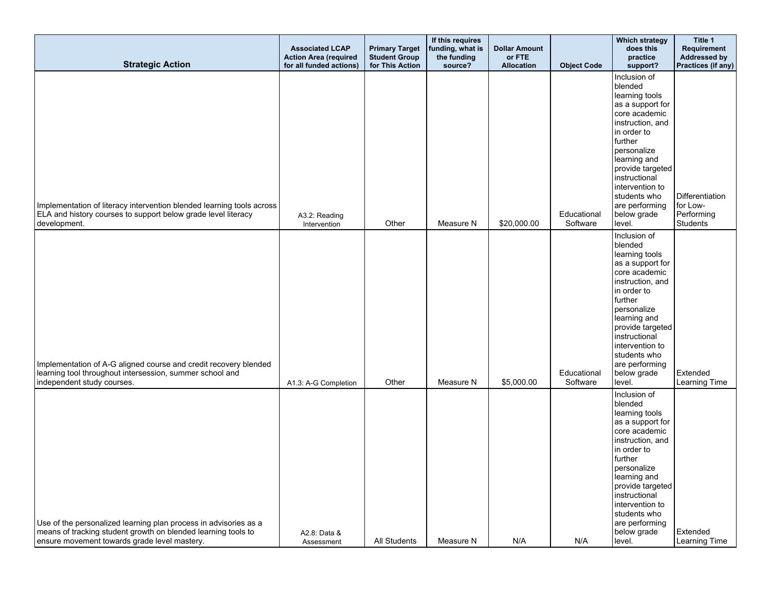| Strategic Action | Associated LCAP Action Area (required for all funded actions) | Primary Target Student Group for This Action | If this requires funding, what is the funding source? | Dollar Amount or FTE Allocation | Object Code | Which strategy does this practice support? | Title 1 Requirement Addressed by Practices (if any) |
|---|---|---|---|---|---|---|---|
| Implementation of literacy intervention blended learning tools across ELA and history courses to support below grade level literacy development. | A3.2: Reading Intervention | Other | Measure N | $20,000.00 | Educational Software | Inclusion of blended learning tools as a support for core academic instruction, and in order to further personalize learning and provide targeted instructional intervention to students who are performing below grade level. | Differentiation for Low-Performing Students |
| Implementation of A-G aligned course and credit recovery blended learning tool throughout intersession, summer school and independent study courses. | A1.3: A-G Completion | Other | Measure N | $5,000.00 | Educational Software | Inclusion of blended learning tools as a support for core academic instruction, and in order to further personalize learning and provide targeted instructional intervention to students who are performing below grade level. | Extended Learning Time |
| Use of the personalized learning plan process in advisories as a means of tracking student growth on blended learning tools to ensure movement towards grade level mastery. | A2.8: Data & Assessment | All Students | Measure N | N/A | N/A | Inclusion of blended learning tools as a support for core academic instruction, and in order to further personalize learning and provide targeted instructional intervention to students who are performing below grade level. | Extended Learning Time |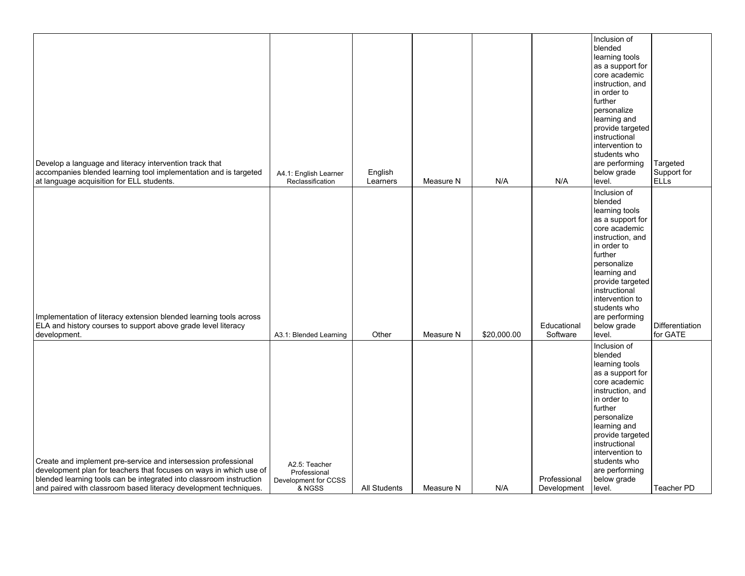| | | | | | | | |
|---|---|---|---|---|---|---|---|
| Develop a language and literacy intervention track that accompanies blended learning tool implementation and is targeted at language acquisition for ELL students. | A4.1: English Learner Reclassification | English Learners | Measure N | N/A | N/A | Inclusion of blended learning tools as a support for core academic instruction, and in order to further personalize learning and provide targeted instructional intervention to students who are performing below grade level. | Targeted Support for ELLs |
| Implementation of literacy extension blended learning tools across ELA and history courses to support above grade level literacy development. | A3.1: Blended Learning | Other | Measure N | $20,000.00 | Educational Software | Inclusion of blended learning tools as a support for core academic instruction, and in order to further personalize learning and provide targeted instructional intervention to students who are performing below grade level. | Differentiation for GATE |
| Create and implement pre-service and intersession professional development plan for teachers that focuses on ways in which use of blended learning tools can be integrated into classroom instruction and paired with classroom based literacy development techniques. | A2.5: Teacher Professional Development for CCSS & NGSS | All Students | Measure N | N/A | Professional Development | Inclusion of blended learning tools as a support for core academic instruction, and in order to further personalize learning and provide targeted instructional intervention to students who are performing below grade level. | Teacher PD |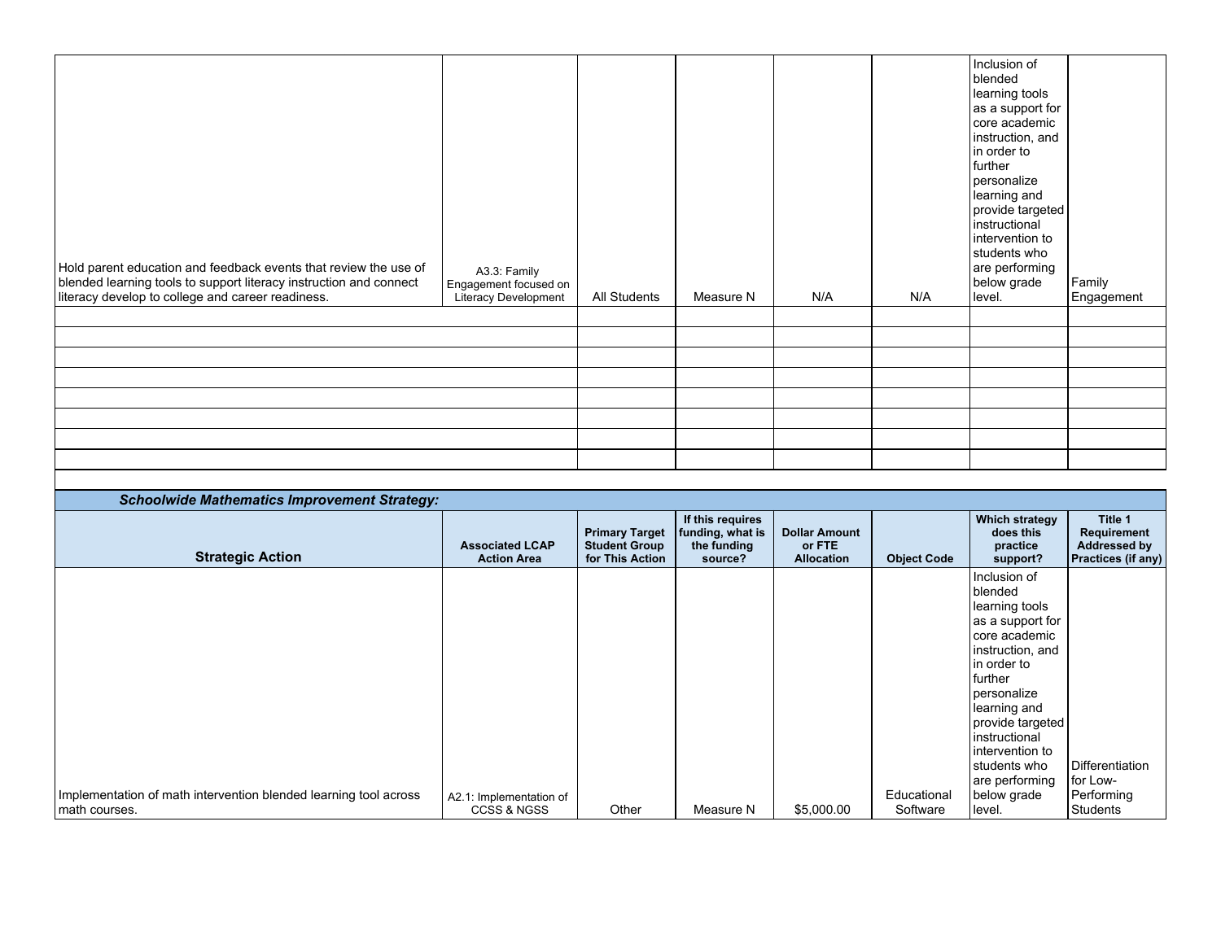| | | | | | | | |
|---|---|---|---|---|---|---|---|
| Hold parent education and feedback events that review the use of blended learning tools to support literacy instruction and connect literacy develop to college and career readiness. | A3.3: Family Engagement focused on Literacy Development | All Students | Measure N | N/A | N/A | Inclusion of blended learning tools as a support for core academic instruction, and in order to further personalize learning and provide targeted instructional intervention to students who are performing below grade level. | Family Engagement |
| | | | | | | | |
| | | | | | | | |
| | | | | | | | |
| | | | | | | | |
| | | | | | | | |
| | | | | | | | |
| | | | | | | | |
| | | | | | | | |

***Schoolwide Mathematics Improvement Strategy:***

| Strategic Action | Associated LCAP Action Area | Primary Target Student Group for This Action | If this requires funding, what is the funding source? | Dollar Amount or FTE Allocation | Object Code | Which strategy does this practice support? | Title 1 Requirement Addressed by Practices (if any) |
|---|---|---|---|---|---|---|---|
| Implementation of math intervention blended learning tool across math courses. | A2.1: Implementation of CCSS & NGSS | Other | Measure N | $5,000.00 | Educational Software | Inclusion of blended learning tools as a support for core academic instruction, and in order to further personalize learning and provide targeted instructional intervention to students who are performing below grade level. | Differentiation for Low-Performing Students |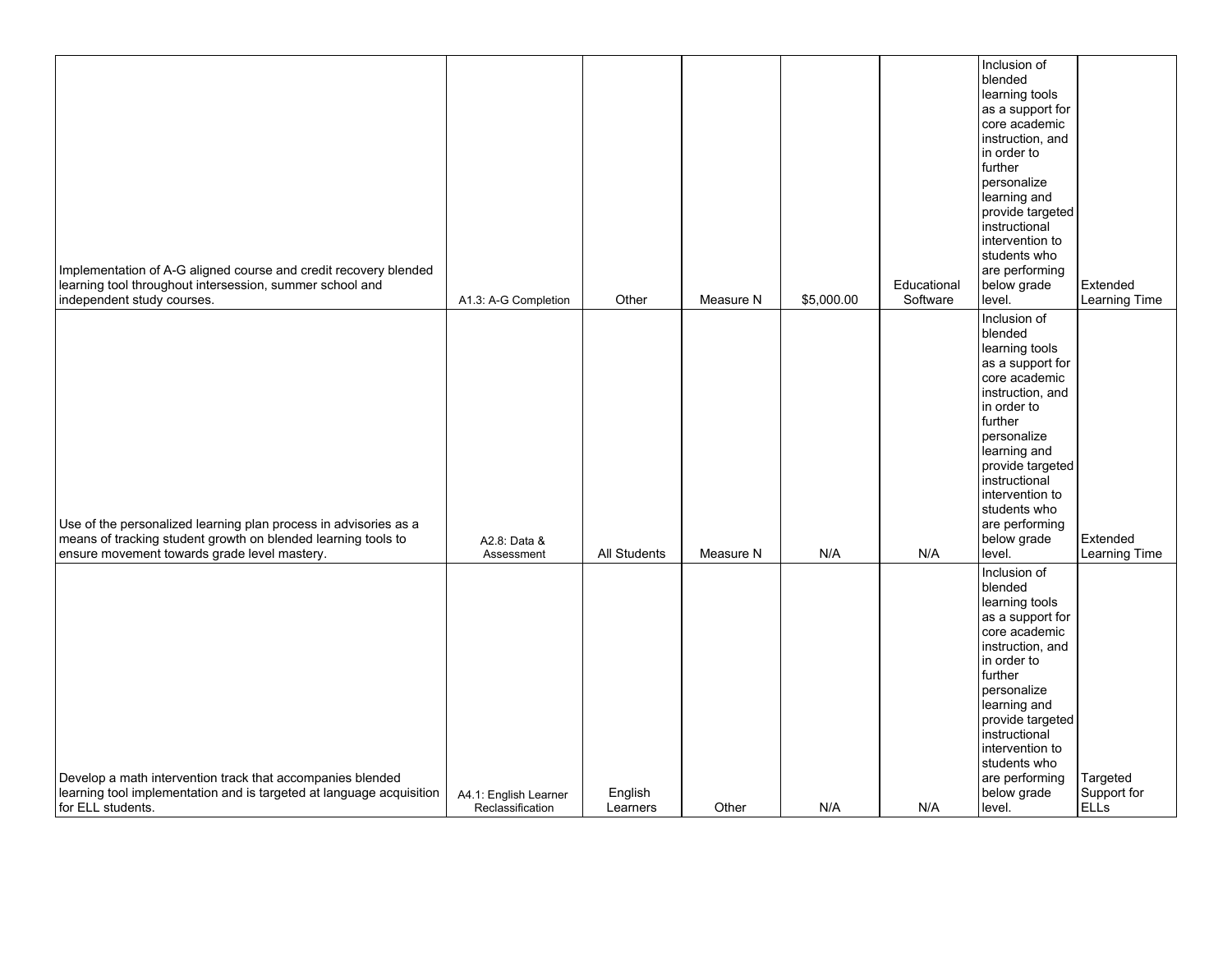| | | | | | | | |
|---|---|---|---|---|---|---|---|
| Implementation of A-G aligned course and credit recovery blended learning tool throughout intersession, summer school and independent study courses. | A1.3: A-G Completion | Other | Measure N | $5,000.00 | Educational Software | Inclusion of blended learning tools as a support for core academic instruction, and in order to further personalize learning and provide targeted instructional intervention to students who are performing below grade level. | Extended Learning Time |
| Use of the personalized learning plan process in advisories as a means of tracking student growth on blended learning tools to ensure movement towards grade level mastery. | A2.8: Data & Assessment | All Students | Measure N | N/A | N/A | Inclusion of blended learning tools as a support for core academic instruction, and in order to further personalize learning and provide targeted instructional intervention to students who are performing below grade level. | Extended Learning Time |
| Develop a math intervention track that accompanies blended learning tool implementation and is targeted at language acquisition for ELL students. | A4.1: English Learner Reclassification | English Learners | Other | N/A | N/A | Inclusion of blended learning tools as a support for core academic instruction, and in order to further personalize learning and provide targeted instructional intervention to students who are performing below grade level. | Targeted Support for ELLs |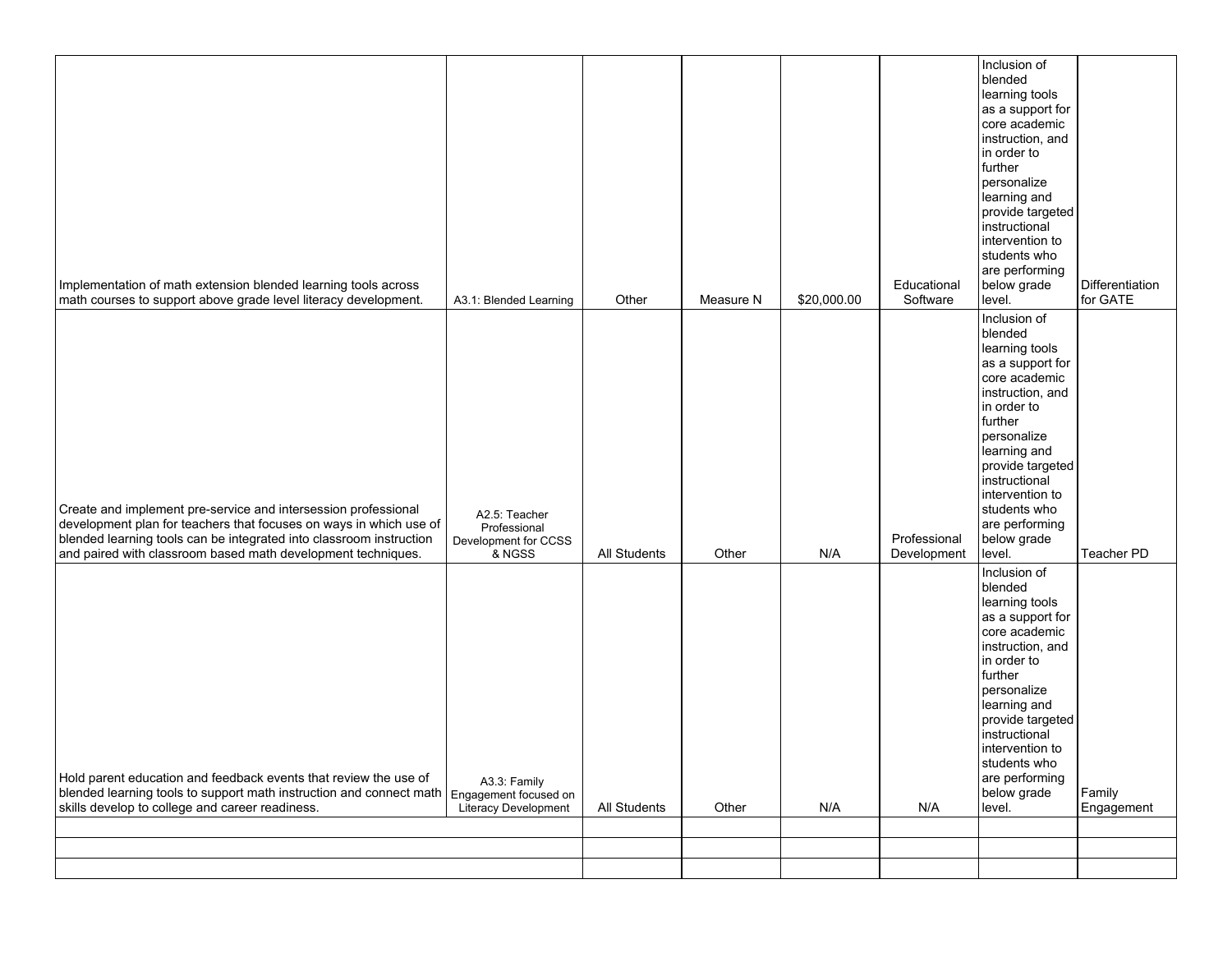| | | | | | | | |
|---|---|---|---|---|---|---|---|
| Implementation of math extension blended learning tools across math courses to support above grade level literacy development. | A3.1: Blended Learning | Other | Measure N | $20,000.00 | Educational Software | Inclusion of blended learning tools as a support for core academic instruction, and in order to further personalize learning and provide targeted instructional intervention to students who are performing below grade level. | Differentiation for GATE |
| Create and implement pre-service and intersession professional development plan for teachers that focuses on ways in which use of blended learning tools can be integrated into classroom instruction and paired with classroom based math development techniques. | A2.5: Teacher Professional Development for CCSS & NGSS | All Students | Other | N/A | Professional Development | Inclusion of blended learning tools as a support for core academic instruction, and in order to further personalize learning and provide targeted instructional intervention to students who are performing below grade level. | Teacher PD |
| Hold parent education and feedback events that review the use of blended learning tools to support math instruction and connect math skills develop to college and career readiness. | A3.3: Family Engagement focused on Literacy Development | All Students | Other | N/A | N/A | Inclusion of blended learning tools as a support for core academic instruction, and in order to further personalize learning and provide targeted instructional intervention to students who are performing below grade level. | Family Engagement |
| | | | | | | | |
| | | | | | | | |
| | | | | | | | |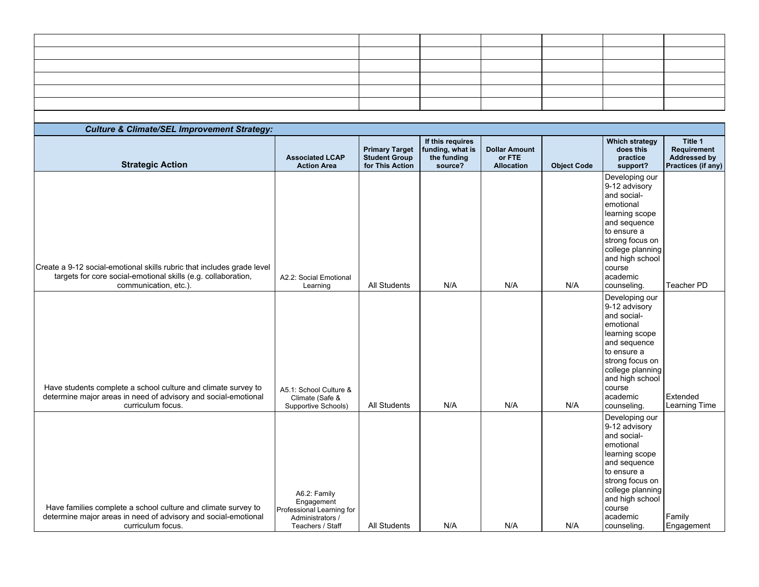| | | | | | | |
|---|---|---|---|---|---|---|
| | | | | | | |
| | | | | | | |
| | | | | | | |
| | | | | | | |
| | | | | | | |
| | | | | | | |

***Culture & Climate/SEL Improvement Strategy:***

| Strategic Action | Associated LCAP Action Area | Primary Target Student Group for This Action | If this requires funding, what is the funding source? | Dollar Amount or FTE Allocation | Object Code | Which strategy does this practice support? | Title 1 Requirement Addressed by Practices (if any) |
|---|---|---|---|---|---|---|---|
| Create a 9-12 social-emotional skills rubric that includes grade level targets for core social-emotional skills (e.g. collaboration, communication, etc.). | A2.2: Social Emotional Learning | All Students | N/A | N/A | N/A | Developing our 9-12 advisory and social-emotional learning scope and sequence to ensure a strong focus on college planning and high school course academic counseling. | Teacher PD |
| Have students complete a school culture and climate survey to determine major areas in need of advisory and social-emotional curriculum focus. | A5.1: School Culture & Climate (Safe & Supportive Schools) | All Students | N/A | N/A | N/A | Developing our 9-12 advisory and social-emotional learning scope and sequence to ensure a strong focus on college planning and high school course academic counseling. | Extended Learning Time |
| Have families complete a school culture and climate survey to determine major areas in need of advisory and social-emotional curriculum focus. | A6.2: Family Engagement Professional Learning for Administrators / Teachers / Staff | All Students | N/A | N/A | N/A | Developing our 9-12 advisory and social-emotional learning scope and sequence to ensure a strong focus on college planning and high school course academic counseling. | Family Engagement |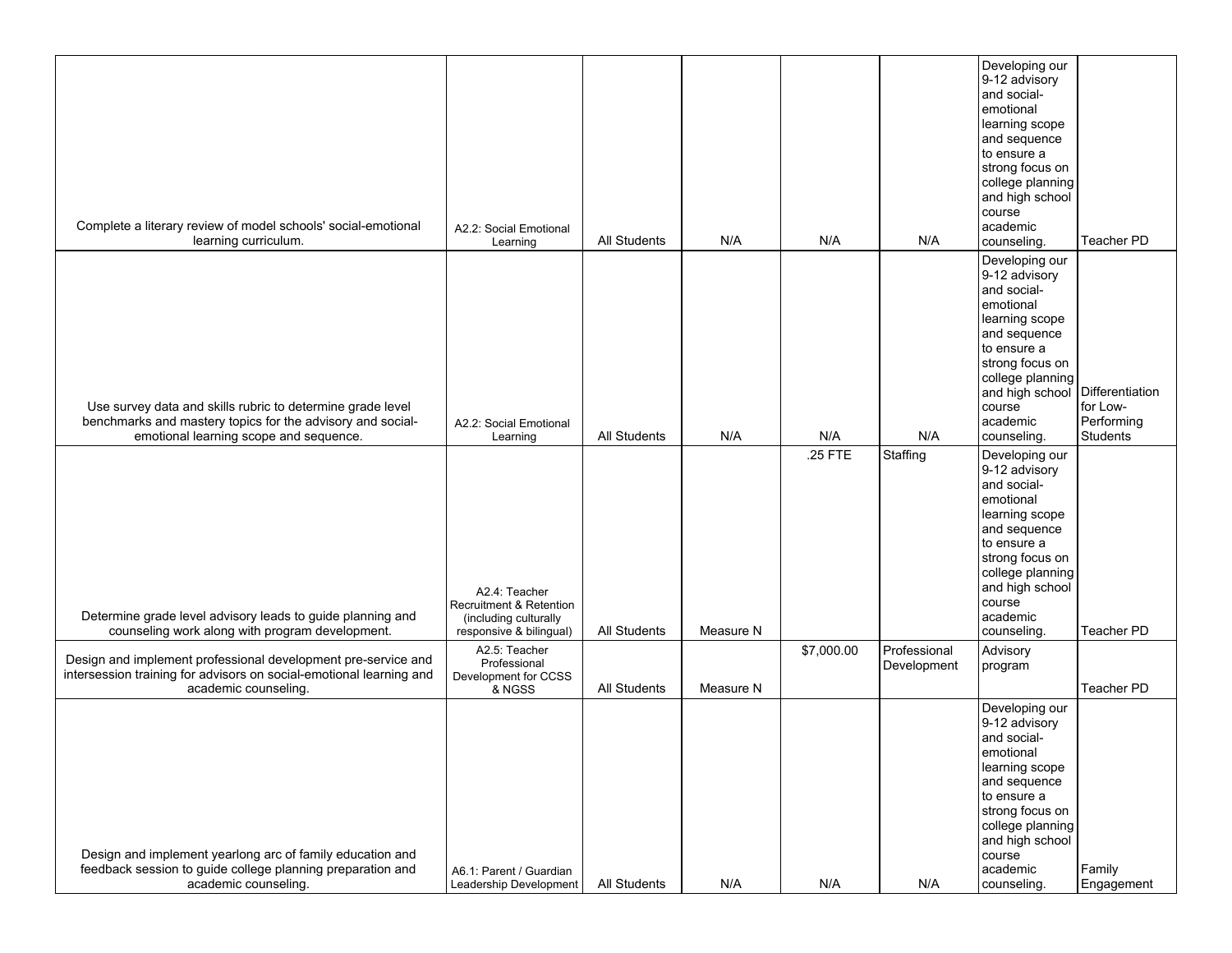| | | | | | | | |
|---|---|---|---|---|---|---|---|
| Complete a literary review of model schools' social-emotional learning curriculum. | A2.2: Social Emotional Learning | All Students | N/A | N/A | N/A | Developing our 9-12 advisory and social-emotional learning scope and sequence to ensure a strong focus on college planning and high school course academic counseling. | Teacher PD |
| Use survey data and skills rubric to determine grade level benchmarks and mastery topics for the advisory and social-emotional learning scope and sequence. | A2.2: Social Emotional Learning | All Students | N/A | N/A | N/A | Developing our 9-12 advisory and social-emotional learning scope and sequence to ensure a strong focus on college planning and high school course academic counseling. | Differentiation for Low-Performing Students |
| Determine grade level advisory leads to guide planning and counseling work along with program development. | A2.4: Teacher Recruitment & Retention (including culturally responsive & bilingual) | All Students | Measure N | .25 FTE | Staffing | Developing our 9-12 advisory and social-emotional learning scope and sequence to ensure a strong focus on college planning and high school course academic counseling. | Teacher PD |
| Design and implement professional development pre-service and intersession training for advisors on social-emotional learning and academic counseling. | A2.5: Teacher Professional Development for CCSS & NGSS | All Students | Measure N | $7,000.00 | Professional Development | Advisory program | Teacher PD |
| Design and implement yearlong arc of family education and feedback session to guide college planning preparation and academic counseling. | A6.1: Parent / Guardian Leadership Development | All Students | N/A | N/A | N/A | Developing our 9-12 advisory and social-emotional learning scope and sequence to ensure a strong focus on college planning and high school course academic counseling. | Family Engagement |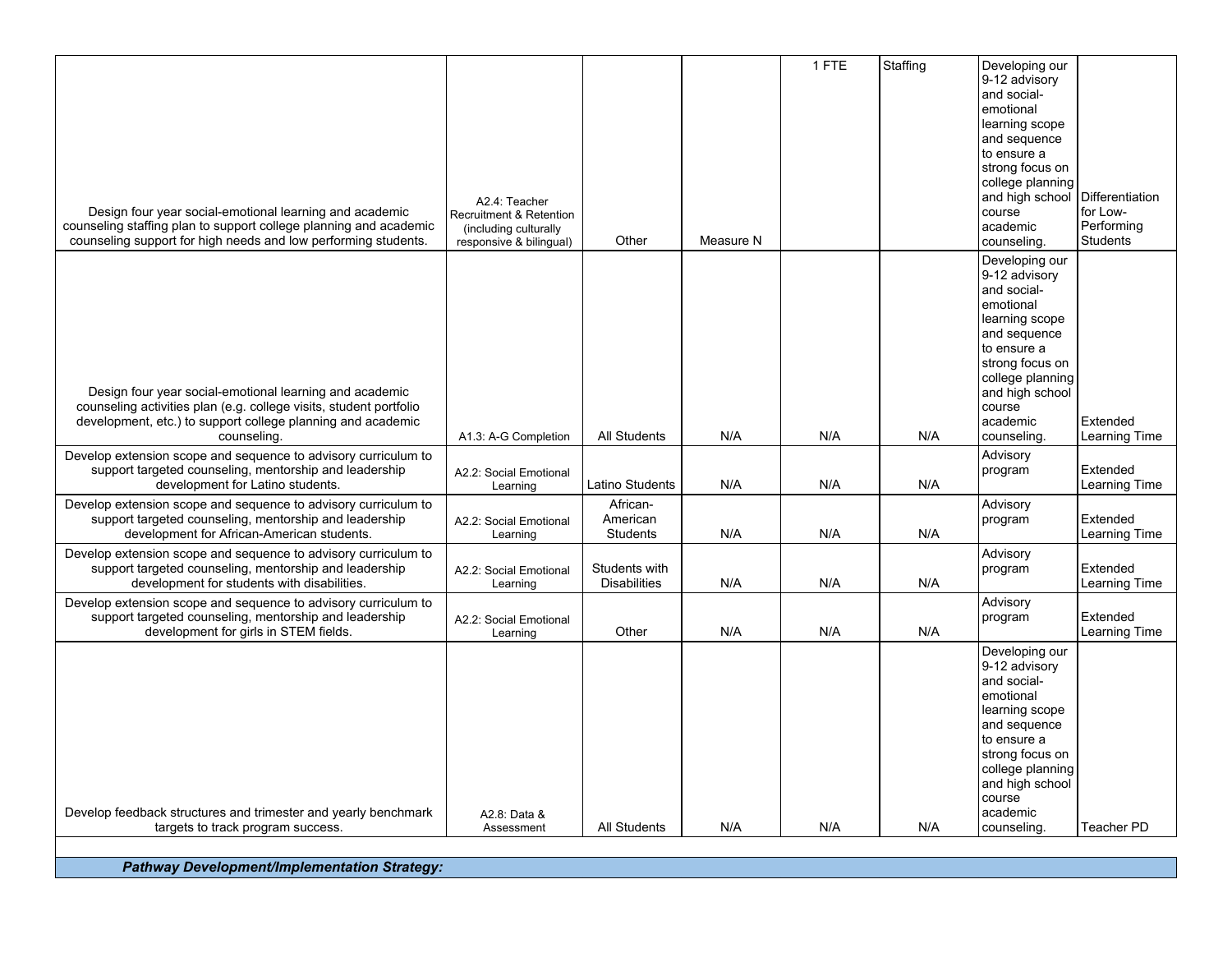| | | | | | | | |
|---|---|---|---|---|---|---|---|
| Design four year social-emotional learning and academic counseling staffing plan to support college planning and academic counseling support for high needs and low performing students. | A2.4: Teacher Recruitment & Retention (including culturally responsive & bilingual) | Other | Measure N | 1 FTE | Staffing | Developing our 9-12 advisory and social-emotional learning scope and sequence to ensure a strong focus on college planning and high school course academic counseling. | Differentiation for Low-Performing Students |
| Design four year social-emotional learning and academic counseling activities plan (e.g. college visits, student portfolio development, etc.) to support college planning and academic counseling. | A1.3: A-G Completion | All Students | N/A | N/A | N/A | Developing our 9-12 advisory and social-emotional learning scope and sequence to ensure a strong focus on college planning and high school course academic counseling. | Extended Learning Time |
| Develop extension scope and sequence to advisory curriculum to support targeted counseling, mentorship and leadership development for Latino students. | A2.2: Social Emotional Learning | Latino Students | N/A | N/A | N/A | Advisory program | Extended Learning Time |
| Develop extension scope and sequence to advisory curriculum to support targeted counseling, mentorship and leadership development for African-American students. | A2.2: Social Emotional Learning | African-American Students | N/A | N/A | N/A | Advisory program | Extended Learning Time |
| Develop extension scope and sequence to advisory curriculum to support targeted counseling, mentorship and leadership development for students with disabilities. | A2.2: Social Emotional Learning | Students with Disabilities | N/A | N/A | N/A | Advisory program | Extended Learning Time |
| Develop extension scope and sequence to advisory curriculum to support targeted counseling, mentorship and leadership development for girls in STEM fields. | A2.2: Social Emotional Learning | Other | N/A | N/A | N/A | Advisory program | Extended Learning Time |
| Develop feedback structures and trimester and yearly benchmark targets to track program success. | A2.8: Data & Assessment | All Students | N/A | N/A | N/A | Developing our 9-12 advisory and social-emotional learning scope and sequence to ensure a strong focus on college planning and high school course academic counseling. | Teacher PD |

***Pathway Development/Implementation Strategy:***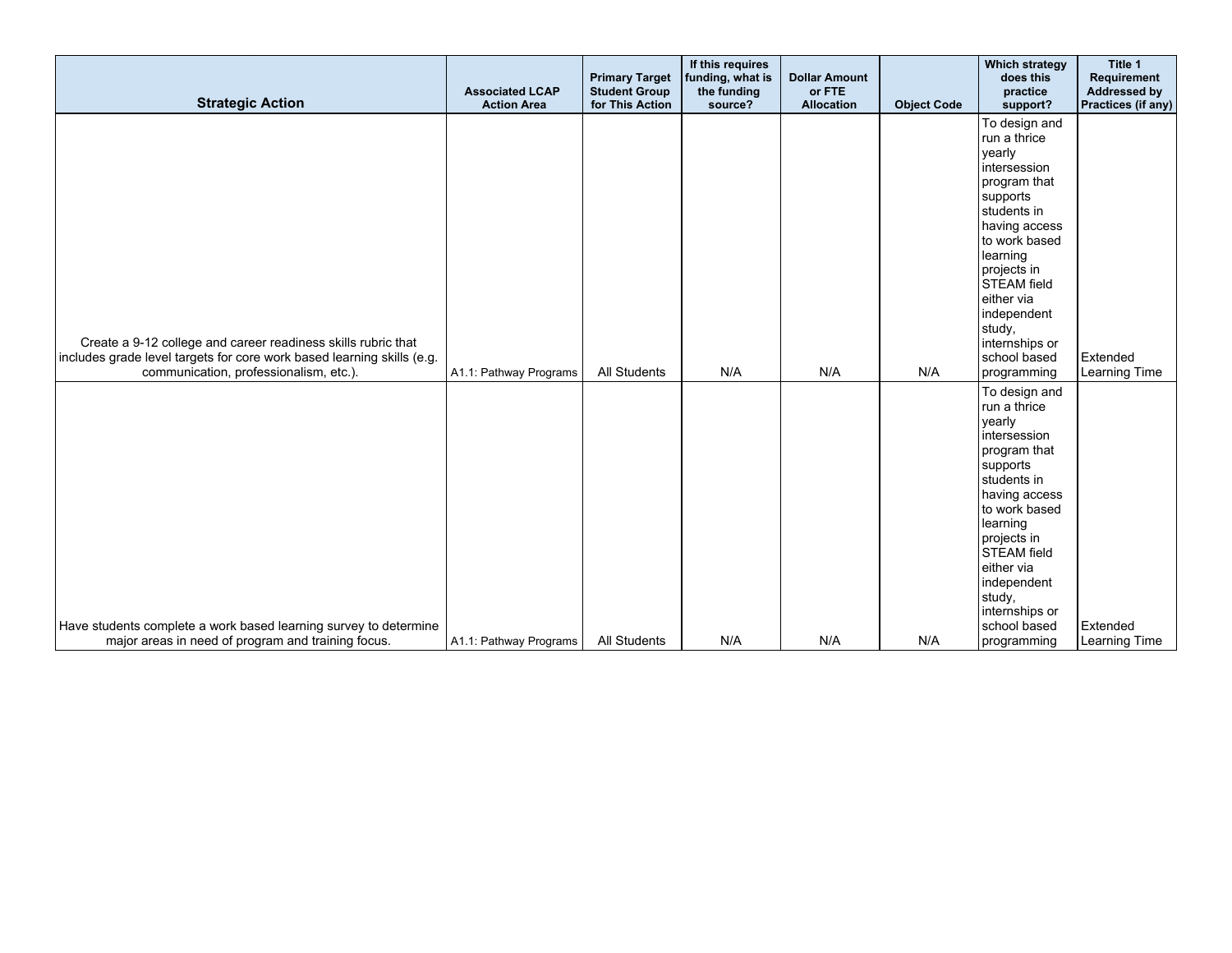| Strategic Action | Associated LCAP Action Area | Primary Target Student Group for This Action | If this requires funding, what is the funding source? | Dollar Amount or FTE Allocation | Object Code | Which strategy does this practice support? | Title 1 Requirement Addressed by Practices (if any) |
|---|---|---|---|---|---|---|---|
| Create a 9-12 college and career readiness skills rubric that includes grade level targets for core work based learning skills (e.g. communication, professionalism, etc.). | A1.1: Pathway Programs | All Students | N/A | N/A | N/A | To design and run a thrice yearly intersession program that supports students in having access to work based learning projects in STEAM field either via independent study, internships or school based programming | Extended Learning Time |
| Have students complete a work based learning survey to determine major areas in need of program and training focus. | A1.1: Pathway Programs | All Students | N/A | N/A | N/A | To design and run a thrice yearly intersession program that supports students in having access to work based learning projects in STEAM field either via independent study, internships or school based programming | Extended Learning Time |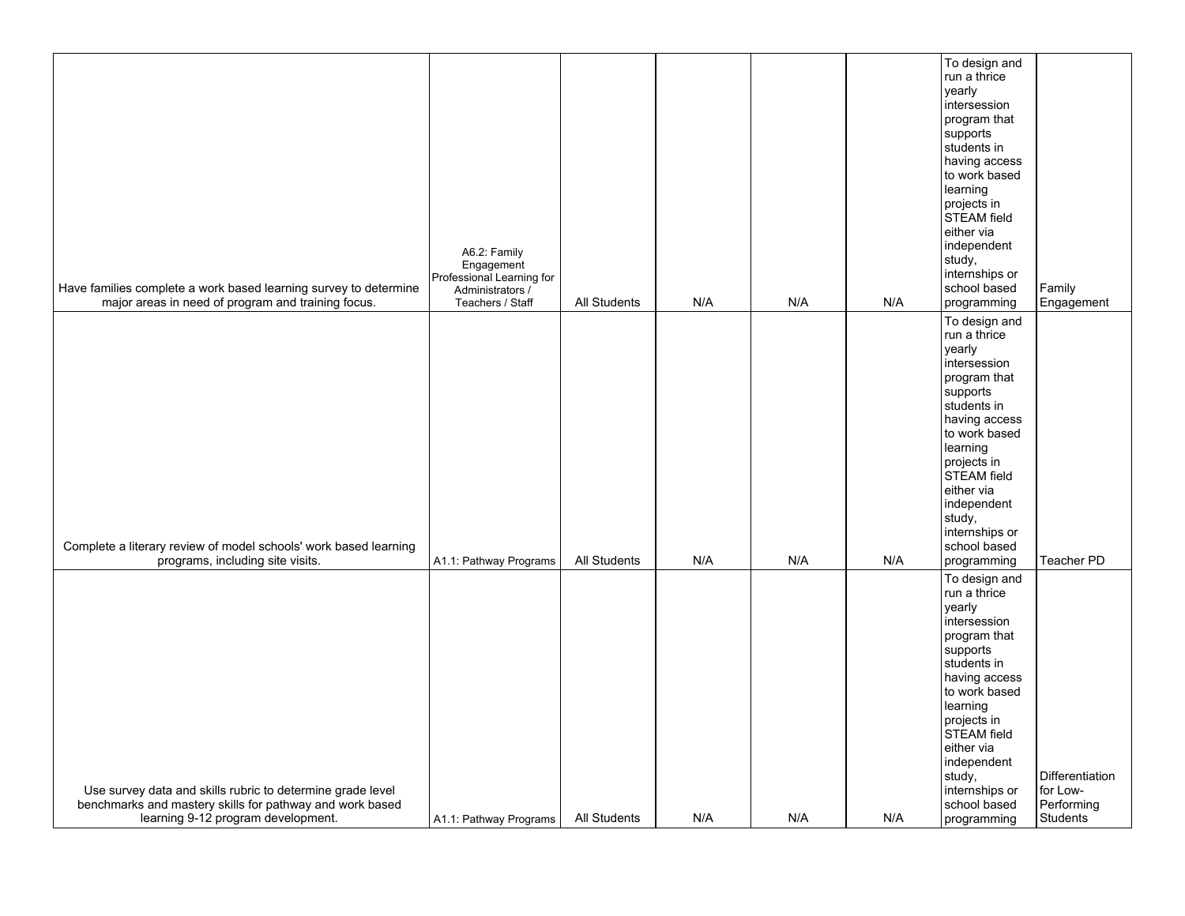| | | | | | | | |
|---|---|---|---|---|---|---|---|
| Have families complete a work based learning survey to determine major areas in need of program and training focus. | A6.2: Family Engagement Professional Learning for Administrators / Teachers / Staff | All Students | N/A | N/A | N/A | To design and run a thrice yearly intersession program that supports students in having access to work based learning projects in STEAM field either via independent study, internships or school based programming | Family Engagement |
| Complete a literary review of model schools' work based learning programs, including site visits. | A1.1: Pathway Programs | All Students | N/A | N/A | N/A | To design and run a thrice yearly intersession program that supports students in having access to work based learning projects in STEAM field either via independent study, internships or school based programming | Teacher PD |
| Use survey data and skills rubric to determine grade level benchmarks and mastery skills for pathway and work based learning 9-12 program development. | A1.1: Pathway Programs | All Students | N/A | N/A | N/A | To design and run a thrice yearly intersession program that supports students in having access to work based learning projects in STEAM field either via independent study, internships or school based programming | Differentiation for Low-Performing Students |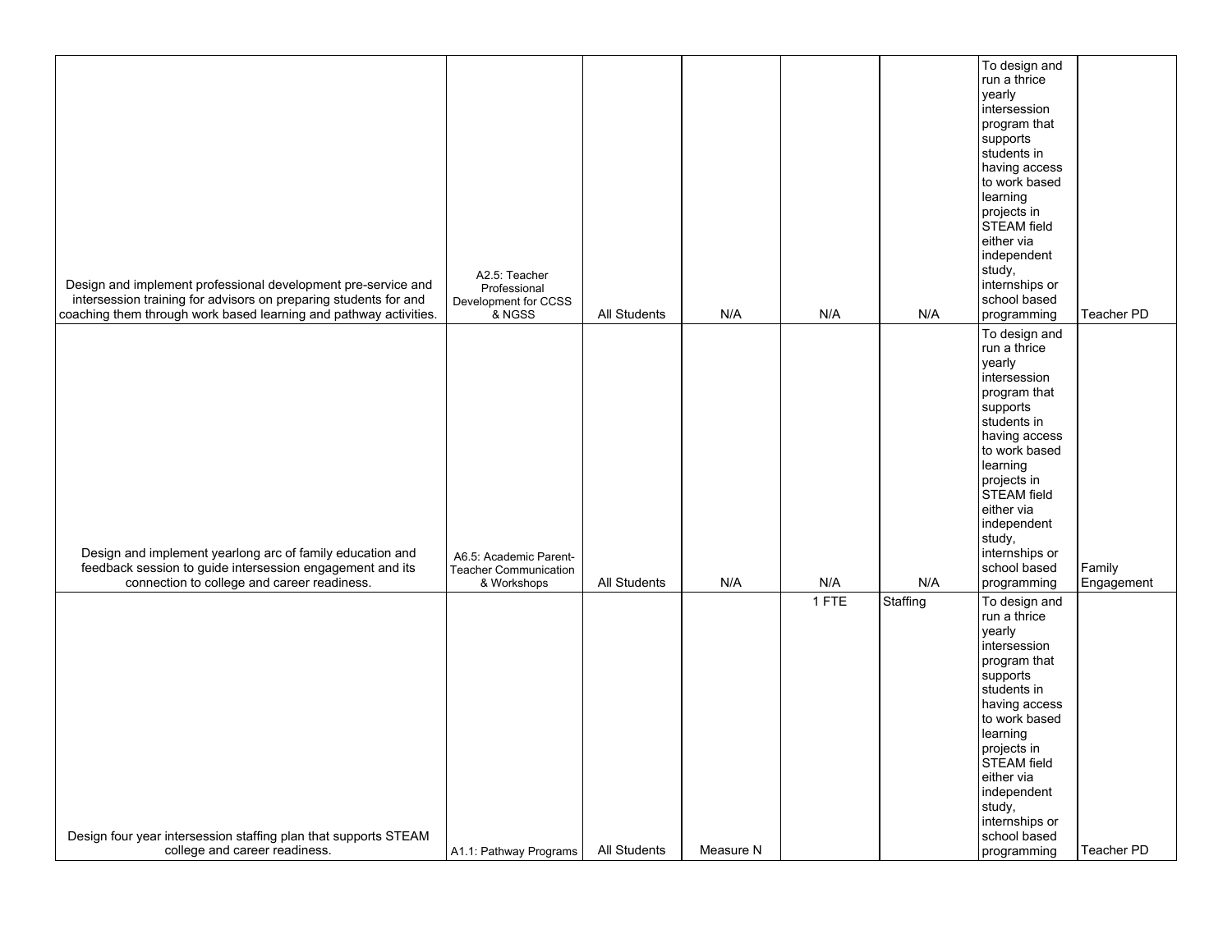| | | | | | | | |
|---|---|---|---|---|---|---|---|
| Design and implement professional development pre-service and intersession training for advisors on preparing students for and coaching them through work based learning and pathway activities. | A2.5: Teacher Professional Development for CCSS & NGSS | All Students | N/A | N/A | N/A | To design and run a thrice yearly intersession program that supports students in having access to work based learning projects in STEAM field either via independent study, internships or school based programming | Teacher PD |
| Design and implement yearlong arc of family education and feedback session to guide intersession engagement and its connection to college and career readiness. | A6.5: Academic Parent-Teacher Communication & Workshops | All Students | N/A | N/A | N/A | To design and run a thrice yearly intersession program that supports students in having access to work based learning projects in STEAM field either via independent study, internships or school based programming | Family Engagement |
| Design four year intersession staffing plan that supports STEAM college and career readiness. | A1.1: Pathway Programs | All Students | Measure N | 1 FTE | Staffing | To design and run a thrice yearly intersession program that supports students in having access to work based learning projects in STEAM field either via independent study, internships or school based programming | Teacher PD |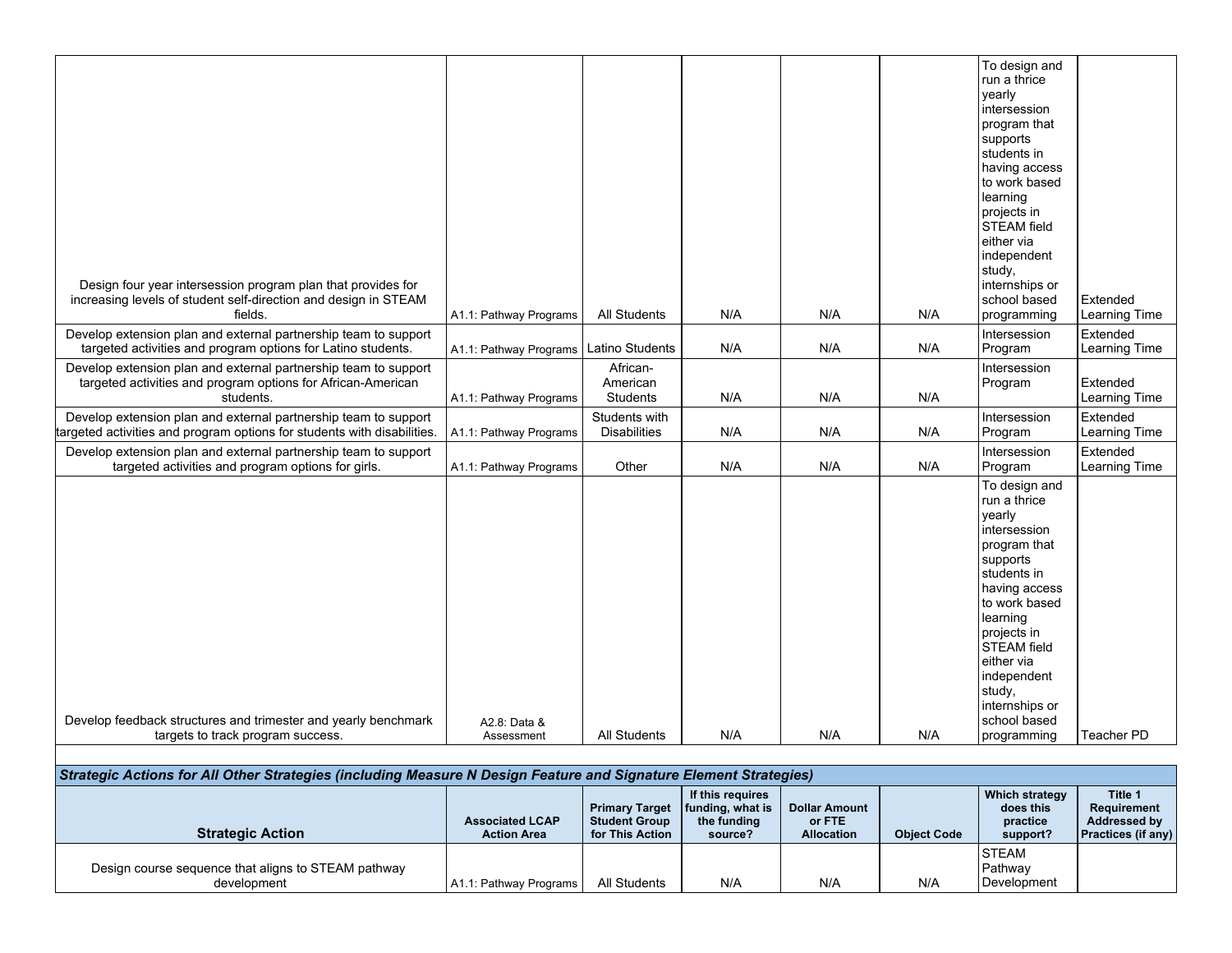| | | | | | | | |
|---|---|---|---|---|---|---|---|
| Design four year intersession program plan that provides for increasing levels of student self-direction and design in STEAM fields. | A1.1: Pathway Programs | All Students | N/A | N/A | N/A | To design and run a thrice yearly intersession program that supports students in having access to work based learning projects in STEAM field either via independent study, internships or school based programming | Extended Learning Time |
| Develop extension plan and external partnership team to support targeted activities and program options for Latino students. | A1.1: Pathway Programs | Latino Students | N/A | N/A | N/A | Intersession Program | Extended Learning Time |
| Develop extension plan and external partnership team to support targeted activities and program options for African-American students. | A1.1: Pathway Programs | African-American Students | N/A | N/A | N/A | Intersession Program | Extended Learning Time |
| Develop extension plan and external partnership team to support targeted activities and program options for students with disabilities. | A1.1: Pathway Programs | Students with Disabilities | N/A | N/A | N/A | Intersession Program | Extended Learning Time |
| Develop extension plan and external partnership team to support targeted activities and program options for girls. | A1.1: Pathway Programs | Other | N/A | N/A | N/A | Intersession Program | Extended Learning Time |
| Develop feedback structures and trimester and yearly benchmark targets to track program success. | A2.8: Data & Assessment | All Students | N/A | N/A | N/A | To design and run a thrice yearly intersession program that supports students in having access to work based learning projects in STEAM field either via independent study, internships or school based programming | Teacher PD |

***Strategic Actions for All Other Strategies (including Measure N Design Feature and Signature Element Strategies)***

| Strategic Action | Associated LCAP Action Area | Primary Target Student Group for This Action | If this requires funding, what is the funding source? | Dollar Amount or FTE Allocation | Object Code | Which strategy does this practice support? | Title 1 Requirement Addressed by Practices (if any) |
|---|---|---|---|---|---|---|---|
| Design course sequence that aligns to STEAM pathway development | A1.1: Pathway Programs | All Students | N/A | N/A | N/A | STEAM Pathway Development | |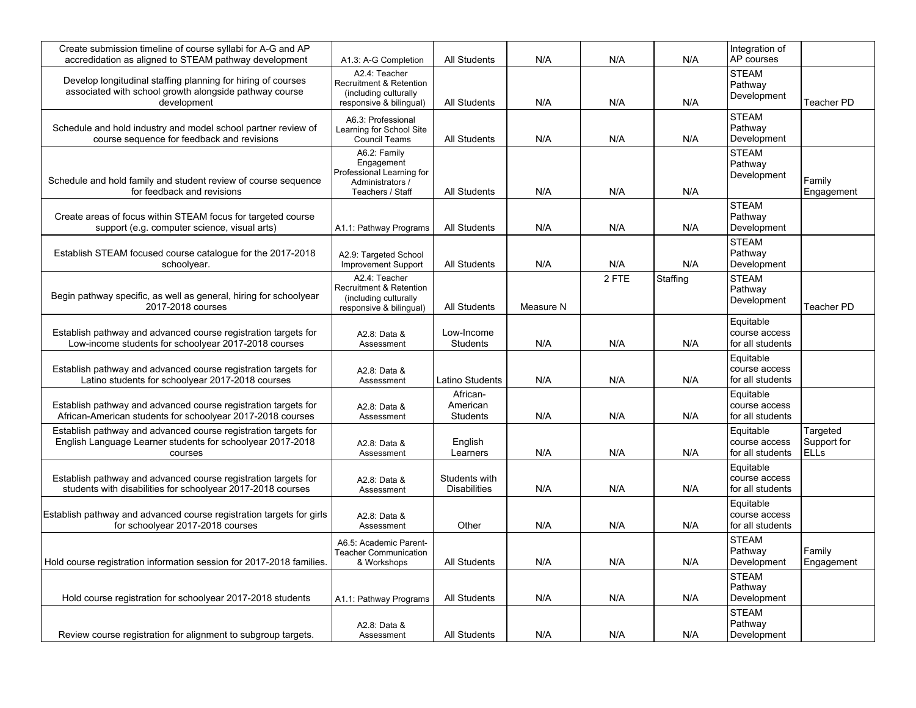| | | | | | | | |
|---|---|---|---|---|---|---|---|
| Create submission timeline of course syllabi for A-G and AP accredidation as aligned to STEAM pathway development | A1.3: A-G Completion | All Students | N/A | N/A | N/A | Integration of AP courses | |
| Develop longitudinal staffing planning for hiring of courses associated with school growth alongside pathway course development | A2.4: Teacher Recruitment & Retention (including culturally responsive & bilingual) | All Students | N/A | N/A | N/A | STEAM Pathway Development | Teacher PD |
| Schedule and hold industry and model school partner review of course sequence for feedback and revisions | A6.3: Professional Learning for School Site Council Teams | All Students | N/A | N/A | N/A | STEAM Pathway Development | |
| Schedule and hold family and student review of course sequence for feedback and revisions | A6.2: Family Engagement Professional Learning for Administrators / Teachers / Staff | All Students | N/A | N/A | N/A | STEAM Pathway Development | Family Engagement |
| Create areas of focus within STEAM focus for targeted course support (e.g. computer science, visual arts) | A1.1: Pathway Programs | All Students | N/A | N/A | N/A | STEAM Pathway Development | |
| Establish STEAM focused course catalogue for the 2017-2018 schoolyear. | A2.9: Targeted School Improvement Support | All Students | N/A | N/A | N/A | STEAM Pathway Development | |
| Begin pathway specific, as well as general, hiring for schoolyear 2017-2018 courses | A2.4: Teacher Recruitment & Retention (including culturally responsive & bilingual) | All Students | Measure N | 2 FTE | Staffing | STEAM Pathway Development | Teacher PD |
| Establish pathway and advanced course registration targets for Low-income students for schoolyear 2017-2018 courses | A2.8: Data & Assessment | Low-Income Students | N/A | N/A | N/A | Equitable course access for all students | |
| Establish pathway and advanced course registration targets for Latino students for schoolyear 2017-2018 courses | A2.8: Data & Assessment | Latino Students | N/A | N/A | N/A | Equitable course access for all students | |
| Establish pathway and advanced course registration targets for African-American students for schoolyear 2017-2018 courses | A2.8: Data & Assessment | African-American Students | N/A | N/A | N/A | Equitable course access for all students | |
| Establish pathway and advanced course registration targets for English Language Learner students for schoolyear 2017-2018 courses | A2.8: Data & Assessment | English Learners | N/A | N/A | N/A | Equitable course access for all students | Targeted Support for ELLs |
| Establish pathway and advanced course registration targets for students with disabilities for schoolyear 2017-2018 courses | A2.8: Data & Assessment | Students with Disabilities | N/A | N/A | N/A | Equitable course access for all students | |
| Establish pathway and advanced course registration targets for girls for schoolyear 2017-2018 courses | A2.8: Data & Assessment | Other | N/A | N/A | N/A | Equitable course access for all students | |
| Hold course registration information session for 2017-2018 families. | A6.5: Academic Parent-Teacher Communication & Workshops | All Students | N/A | N/A | N/A | STEAM Pathway Development | Family Engagement |
| Hold course registration for schoolyear 2017-2018 students | A1.1: Pathway Programs | All Students | N/A | N/A | N/A | STEAM Pathway Development | |
| Review course registration for alignment to subgroup targets. | A2.8: Data & Assessment | All Students | N/A | N/A | N/A | STEAM Pathway Development | |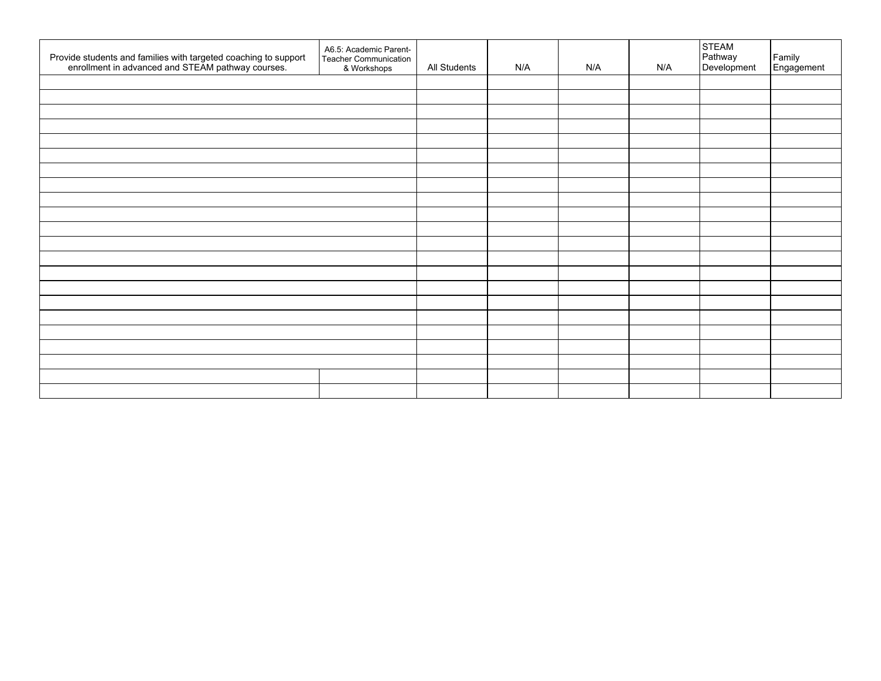| Provide students and families with targeted coaching to support enrollment in advanced and STEAM pathway courses. | A6.5: Academic Parent-Teacher Communication & Workshops | All Students | N/A | N/A | N/A | STEAM Pathway Development | Family Engagement |
|---|---|---|---|---|---|---|---|
| | | | | | | | |
| | | | | | | | |
| | | | | | | | |
| | | | | | | | |
| | | | | | | | |
| | | | | | | | |
| | | | | | | | |
| | | | | | | | |
| | | | | | | | |
| | | | | | | | |
| | | | | | | | |
| | | | | | | | |
| | | | | | | | |
| | | | | | | | |
| | | | | | | | |
| | | | | | | | |
| | | | | | | | |
| | | | | | | | |
| | | | | | | | |
| | | | | | | | |
| | | | | | | | |
| | | | | | | | |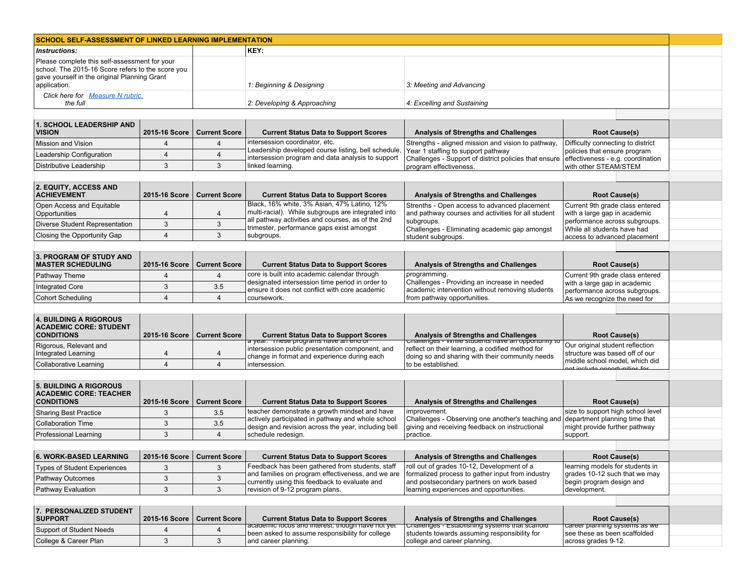**SCHOOL SELF-ASSESSMENT OF LINKED LEARNING IMPLEMENTATION**

***Instructions:***

Please complete this self-assessment for your school. The 2015-16 Score refers to the score you gave yourself in the original Planning Grant application.

*Click here for the full* *[Measure N rubric.]*

**KEY:**

*1: Beginning & Designing*

*2: Developing & Approaching*

*3: Meeting and Advancing*

*4: Excelling and Sustaining*

| 1. SCHOOL LEADERSHIP AND VISION | 2015-16 Score | Current Score | Current Status Data to Support Scores | Analysis of Strengths and Challenges | Root Cause(s) |
|---|---|---|---|---|---|
| Mission and Vision | 4 | 4 | intersession coordinator, etc. Leadership developed course listing, bell schedule, intersession program and data analysis to support linked learning. | Strengths - aligned mission and vision to pathway, Year 1 staffing to support pathway Challenges - Support of district policies that ensure program effectiveness. | Difficulty connecting to district policies that ensure program effectiveness - e.g. coordination with other STEAM/STEM |
| Leadership Configuration | 4 | 4 | | | |
| Distributive Leadership | 3 | 3 | | | |

| 2. EQUITY, ACCESS AND ACHIEVEMENT | 2015-16 Score | Current Score | Current Status Data to Support Scores | Analysis of Strengths and Challenges | Root Cause(s) |
|---|---|---|---|---|---|
| Open Access and Equitable Opportunities | 4 | 4 | Black, 16% white, 3% Asian, 47% Latino, 12% multi-racial). While subgroups are integrated into all pathway activities and courses, as of the 2nd trimester, performance gaps exist amongst subgroups. | Strenths - Open access to advanced placement and pathway courses and activities for all student subgroups. Challenges - Eliminating academic gap amongst student subgroups. | Current 9th grade class entered with a large gap in academic performance across subgroups. While all students have had access to advanced placement |
| Diverse Student Representation | 3 | 3 | | | |
| Closing the Opportunity Gap | 4 | 3 | | | |

| 3. PROGRAM OF STUDY AND MASTER SCHEDULING | 2015-16 Score | Current Score | Current Status Data to Support Scores | Analysis of Strengths and Challenges | Root Cause(s) |
|---|---|---|---|---|---|
| Pathway Theme | 4 | 4 | core is built into academic calendar through designated intersession time period in order to ensure it does not conflict with core academic coursework. | programming. Challenges - Providing an increase in needed academic intervention without removing students from pathway opportunities. | Current 9th grade class entered with a large gap in academic performance across subgroups. As we recognize the need for |
| Integrated Core | 3 | 3.5 | | | |
| Cohort Scheduling | 4 | 4 | | | |

| 4. BUILDING A RIGOROUS ACADEMIC CORE: STUDENT CONDITIONS | 2015-16 Score | Current Score | Current Status Data to Support Scores | Analysis of Strengths and Challenges | Root Cause(s) |
|---|---|---|---|---|---|
| Rigorous, Relevant and Integrated Learning | 4 | 4 | a year. These programs have an end of intersession public presentation component, and change in format and experience during each intersession. | Challenges - While students have an opportunity to reflect on their learning, a codified method for doing so and sharing with their community needs to be established. | Our original student reflection structure was based off of our middle school model, which did not include opportunities for |
| Collaborative Learning | 4 | 4 | | | |

| 5. BUILDING A RIGOROUS ACADEMIC CORE: TEACHER CONDITIONS | 2015-16 Score | Current Score | Current Status Data to Support Scores | Analysis of Strengths and Challenges | Root Cause(s) |
|---|---|---|---|---|---|
| Sharing Best Practice | 3 | 3.5 | teacher demonstrate a growth mindset and have actively participated in pathway and whole school design and revision across the year, including bell schedule redesign. | improvement. Challenges - Observing one another's teaching and giving and receiving feedback on instructional practice. | size to support high school level department planning time that might provide further pathway support. |
| Collaboration Time | 3 | 3.5 | | | |
| Professional Learning | 3 | 4 | | | |

| 6. WORK-BASED LEARNING | 2015-16 Score | Current Score | Current Status Data to Support Scores | Analysis of Strengths and Challenges | Root Cause(s) |
|---|---|---|---|---|---|
| Types of Student Experiences | 3 | 3 | Feedback has been gathered from students, staff and families on program effectiveness, and we are currently using this feedback to evaluate and revision of 9-12 program plans. | roll out of grades 10-12, Development of a formalized process to gather input from industry and postsecondary partners on work based learning experiences and opportunities. | learning models for students in grades 10-12 such that we may begin program design and development. |
| Pathway Outcomes | 3 | 3 | | | |
| Pathway Evaluation | 3 | 3 | | | |

| 7. PERSONALIZED STUDENT SUPPORT | 2015-16 Score | Current Score | Current Status Data to Support Scores | Analysis of Strengths and Challenges | Root Cause(s) |
|---|---|---|---|---|---|
| Support of Student Needs | 4 | 4 | academic focus and interest, though have not yet been asked to assume responsibility for college and career planning. | Challenges - Establishing systems that scaffold students towards assuming responsibility for college and career planning. | career planning systems as we see these as been scaffolded across grades 9-12. |
| College & Career Plan | 3 | 3 | | | |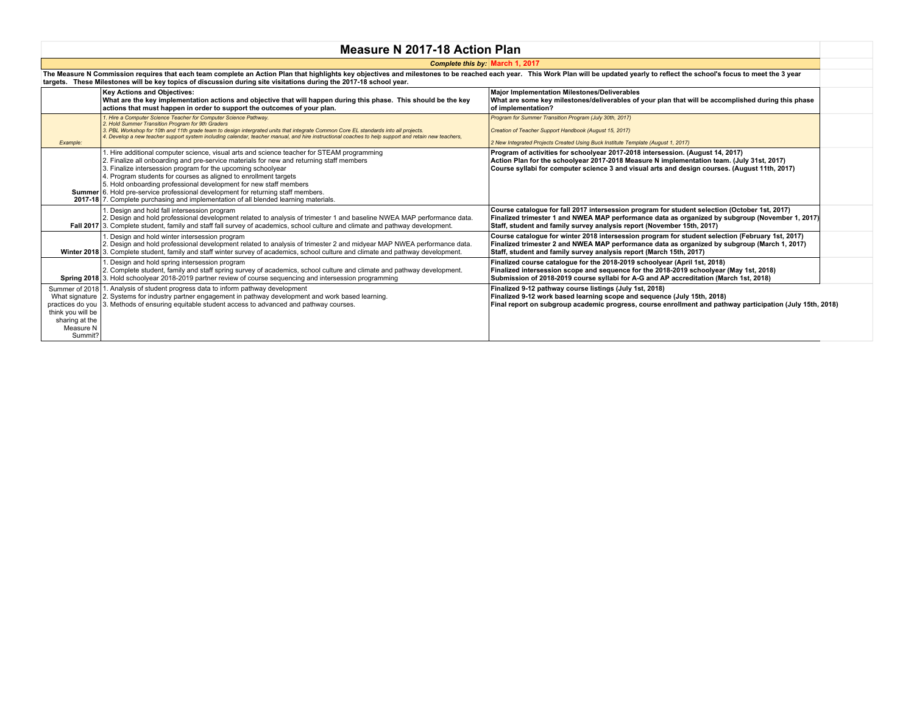# Measure N 2017-18 Action Plan

***Complete this by:*** **March 1, 2017**

**The Measure N Commission requires that each team complete an Action Plan that highlights key objectives and milestones to be reached each year. This Work Plan will be updated yearly to reflect the school's focus to meet the 3 year targets. These Milestones will be key topics of discussion during site visitations during the 2017-18 school year.**

| | **Key Actions and Objectives:** What are the key implementation actions and objective that will happen during this phase. This should be the key actions that must happen in order to support the outcomes of your plan. | **Major Implementation Milestones/Deliverables** What are some key milestones/deliverables of your plan that will be accomplished during this phase of implementation? |
|---|---|---|
| *Example:* | *1. Hire a Computer Science Teacher for Computer Science Pathway.*<br>*2. Hold Summer Transition Program for 9th Graders*<br>*3. PBL Workshop for 10th and 11th grade team to design intergrated units that integrate Common Core EL standards into all projects.*<br>*4. Develop a new teacher support system including calendar, teacher manual, and hire instructional coaches to help support and retain new teachers,* | *Program for Summer Transition Program (July 30th, 2017)*<br><br>*Creation of Teacher Support Handbook (August 15, 2017)*<br><br>*2 New Integrated Projects Created Using Buck Institute Template (August 1, 2017)* |
| **Summer 2017-18** | 1. Hire additional computer science, visual arts and science teacher for STEAM programming<br>2. Finalize all onboarding and pre-service materials for new and returning staff members<br>3. Finalize intersession program for the upcoming schoolyear<br>4. Program students for courses as aligned to enrollment targets<br>5. Hold onboarding professional development for new staff members<br>6. Hold pre-service professional development for returning staff members.<br>7. Complete purchasing and implementation of all blended learning materials. | **Program of activities for schoolyear 2017-2018 intersession. (August 14, 2017)**<br>**Action Plan for the schoolyear 2017-2018 Measure N implementation team. (July 31st, 2017)**<br>**Course syllabi for computer science 3 and visual arts and design courses. (August 11th, 2017)** |
| **Fall 2017** | 1. Design and hold fall intersession program<br>2. Design and hold professional development related to analysis of trimester 1 and baseline NWEA MAP performance data.<br>3. Complete student, family and staff fall survey of academics, school culture and climate and pathway development. | **Course catalogue for fall 2017 intersession program for student selection (October 1st, 2017)**<br>**Finalized trimester 1 and NWEA MAP performance data as organized by subgroup (November 1, 2017)**<br>**Staff, student and family survey analysis report (November 15th, 2017)** |
| **Winter 2018** | 1. Design and hold winter intersession program<br>2. Design and hold professional development related to analysis of trimester 2 and midyear MAP NWEA performance data.<br>3. Complete student, family and staff winter survey of academics, school culture and climate and pathway development. | **Course catalogue for winter 2018 intersession program for student selection (February 1st, 2017)**<br>**Finalized trimester 2 and NWEA MAP performance data as organized by subgroup (March 1, 2017)**<br>**Staff, student and family survey analysis report (March 15th, 2017)** |
| **Spring 2018** | 1. Design and hold spring intersession program<br>2. Complete student, family and staff spring survey of academics, school culture and climate and pathway development.<br>3. Hold schoolyear 2018-2019 partner review of course sequencing and intersession programming | **Finalized course catalogue for the 2018-2019 schoolyear (April 1st, 2018)**<br>**Finalized intersession scope and sequence for the 2018-2019 schoolyear (May 1st, 2018)**<br>**Submission of 2018-2019 course syllabi for A-G and AP accreditation (March 1st, 2018)** |
| Summer of 2018 What signature practices do you think you will be sharing at the Measure N Summit? | 1. Analysis of student progress data to inform pathway development<br>2. Systems for industry partner engagement in pathway development and work based learning.<br>3. Methods of ensuring equitable student access to advanced and pathway courses. | **Finalized 9-12 pathway course listings (July 1st, 2018)**<br>**Finalized 9-12 work based learning scope and sequence (July 15th, 2018)**<br>**Final report on subgroup academic progress, course enrollment and pathway participation (July 15th, 2018)** |